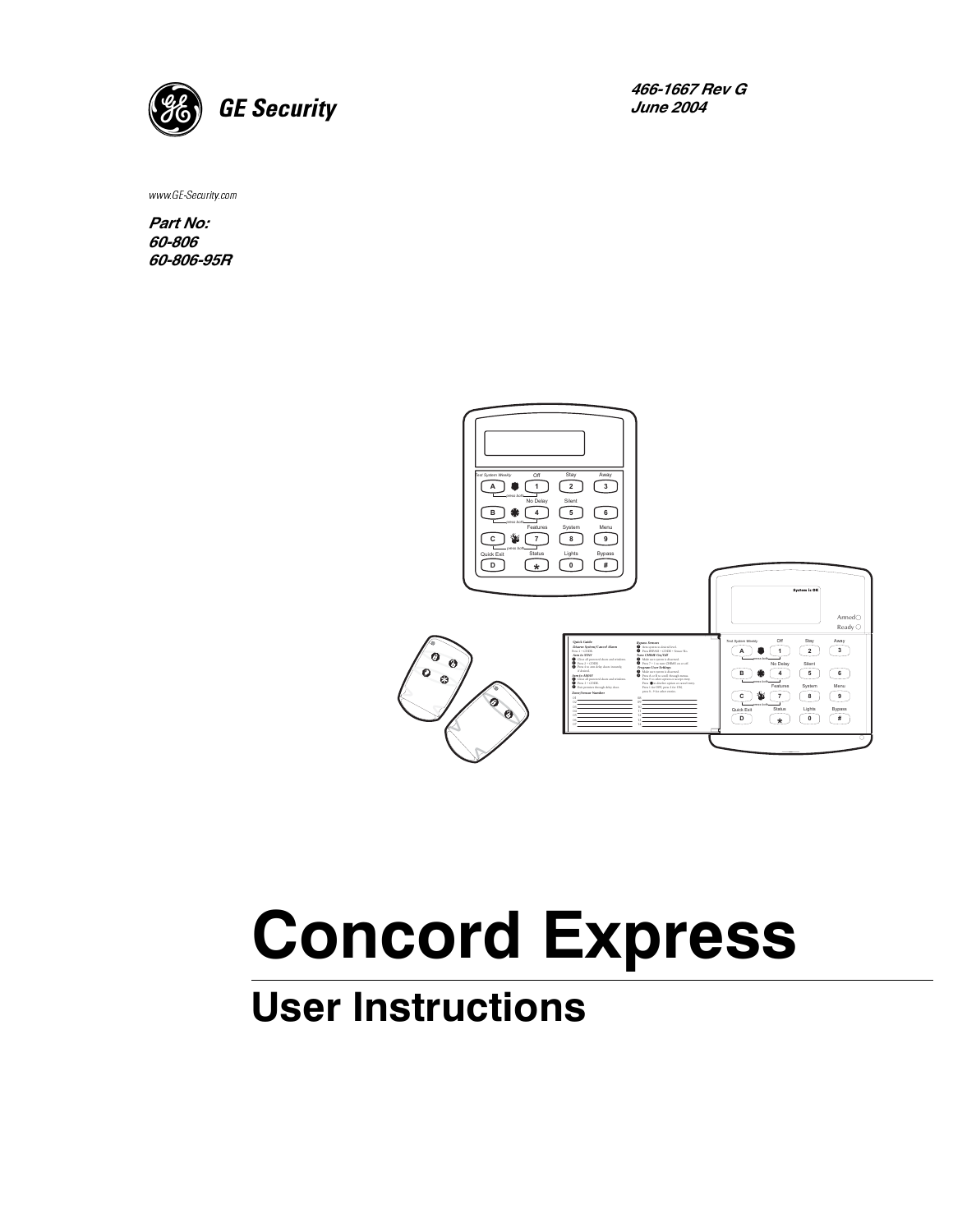GE Security

466-1667 Rev G
June 2004

www.GE-Security.com

**Part No:**
**60-806**
**60-806-95R**

# Concord Express

## User Instructions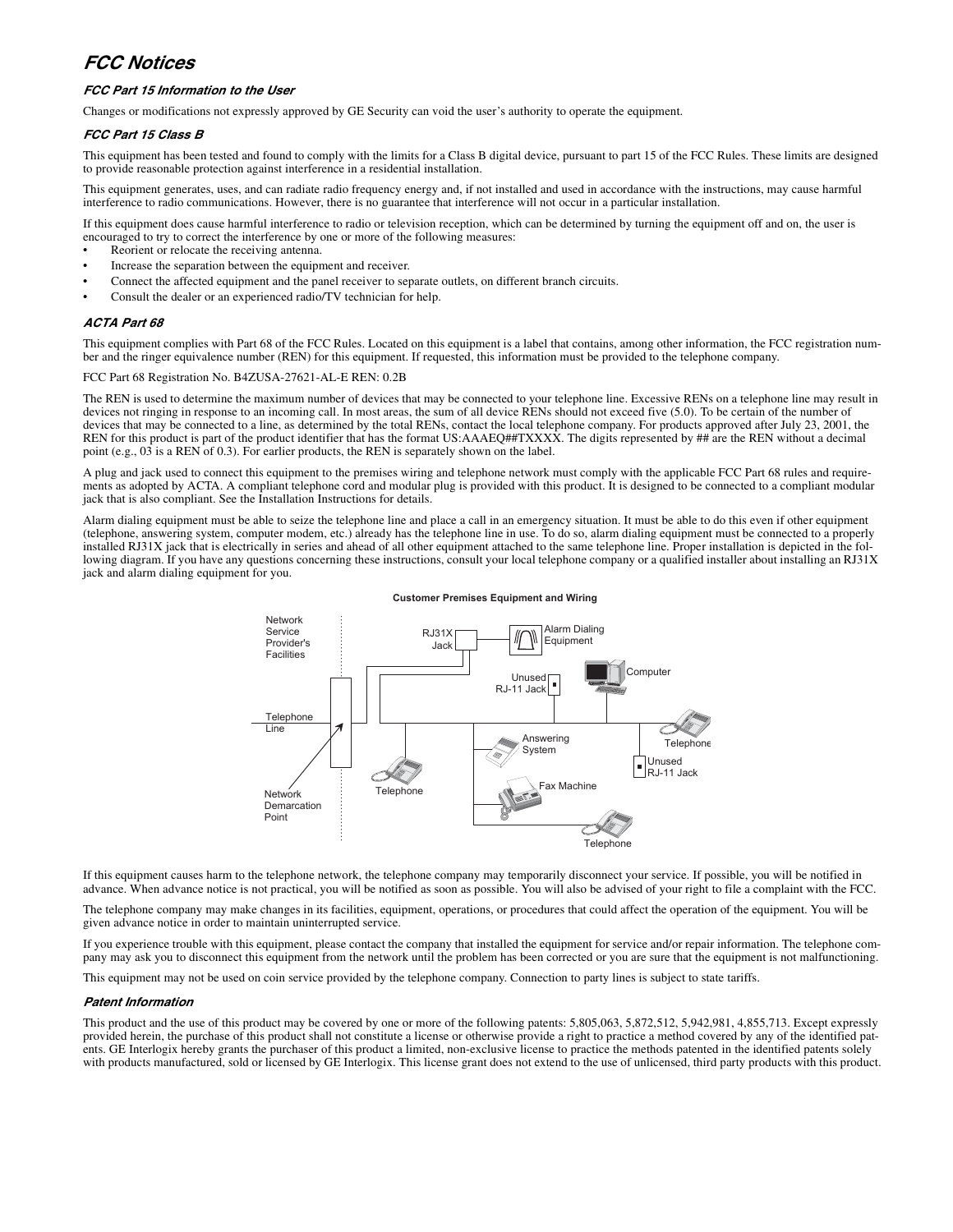# FCC Notices

### FCC Part 15 Information to the User

Changes or modifications not expressly approved by GE Security can void the user's authority to operate the equipment.

### FCC Part 15 Class B

This equipment has been tested and found to comply with the limits for a Class B digital device, pursuant to part 15 of the FCC Rules. These limits are designed to provide reasonable protection against interference in a residential installation.

This equipment generates, uses, and can radiate radio frequency energy and, if not installed and used in accordance with the instructions, may cause harmful interference to radio communications. However, there is no guarantee that interference will not occur in a particular installation.

If this equipment does cause harmful interference to radio or television reception, which can be determined by turning the equipment off and on, the user is encouraged to try to correct the interference by one or more of the following measures:

- Reorient or relocate the receiving antenna.
- Increase the separation between the equipment and receiver.
- Connect the affected equipment and the panel receiver to separate outlets, on different branch circuits.
- Consult the dealer or an experienced radio/TV technician for help.

### ACTA Part 68

This equipment complies with Part 68 of the FCC Rules. Located on this equipment is a label that contains, among other information, the FCC registration number and the ringer equivalence number (REN) for this equipment. If requested, this information must be provided to the telephone company.

FCC Part 68 Registration No. B4ZUSA-27621-AL-E REN: 0.2B

The REN is used to determine the maximum number of devices that may be connected to your telephone line. Excessive RENs on a telephone line may result in devices not ringing in response to an incoming call. In most areas, the sum of all device RENs should not exceed five (5.0). To be certain of the number of devices that may be connected to a line, as determined by the total RENs, contact the local telephone company. For products approved after July 23, 2001, the REN for this product is part of the product identifier that has the format US:AAAEQ##TXXXX. The digits represented by ## are the REN without a decimal point (e.g., 03 is a REN of 0.3). For earlier products, the REN is separately shown on the label.

A plug and jack used to connect this equipment to the premises wiring and telephone network must comply with the applicable FCC Part 68 rules and requirements as adopted by ACTA. A compliant telephone cord and modular plug is provided with this product. It is designed to be connected to a compliant modular jack that is also compliant. See the Installation Instructions for details.

Alarm dialing equipment must be able to seize the telephone line and place a call in an emergency situation. It must be able to do this even if other equipment (telephone, answering system, computer modem, etc.) already has the telephone line in use. To do so, alarm dialing equipment must be connected to a properly installed RJ31X jack that is electrically in series and ahead of all other equipment attached to the same telephone line. Proper installation is depicted in the following diagram. If you have any questions concerning these instructions, consult your local telephone company or a qualified installer about installing an RJ31X jack and alarm dialing equipment for you.

**Customer Premises Equipment and Wiring**

Network Service Provider's Facilities — Telephone Line — Network Demarcation Point — RJ31X Jack — Alarm Dialing Equipment — Unused RJ-11 Jack — Computer — Telephone — Answering System — Fax Machine — Telephone — Unused RJ-11 Jack — Telephone

If this equipment causes harm to the telephone network, the telephone company may temporarily disconnect your service. If possible, you will be notified in advance. When advance notice is not practical, you will be notified as soon as possible. You will also be advised of your right to file a complaint with the FCC.

The telephone company may make changes in its facilities, equipment, operations, or procedures that could affect the operation of the equipment. You will be given advance notice in order to maintain uninterrupted service.

If you experience trouble with this equipment, please contact the company that installed the equipment for service and/or repair information. The telephone company may ask you to disconnect this equipment from the network until the problem has been corrected or you are sure that the equipment is not malfunctioning.

This equipment may not be used on coin service provided by the telephone company. Connection to party lines is subject to state tariffs.

### Patent Information

This product and the use of this product may be covered by one or more of the following patents: 5,805,063, 5,872,512, 5,942,981, 4,855,713. Except expressly provided herein, the purchase of this product shall not constitute a license or otherwise provide a right to practice a method covered by any of the identified patents. GE Interlogix hereby grants the purchaser of this product a limited, non-exclusive license to practice the methods patented in the identified patents solely with products manufactured, sold or licensed by GE Interlogix. This license grant does not extend to the use of unlicensed, third party products with this product.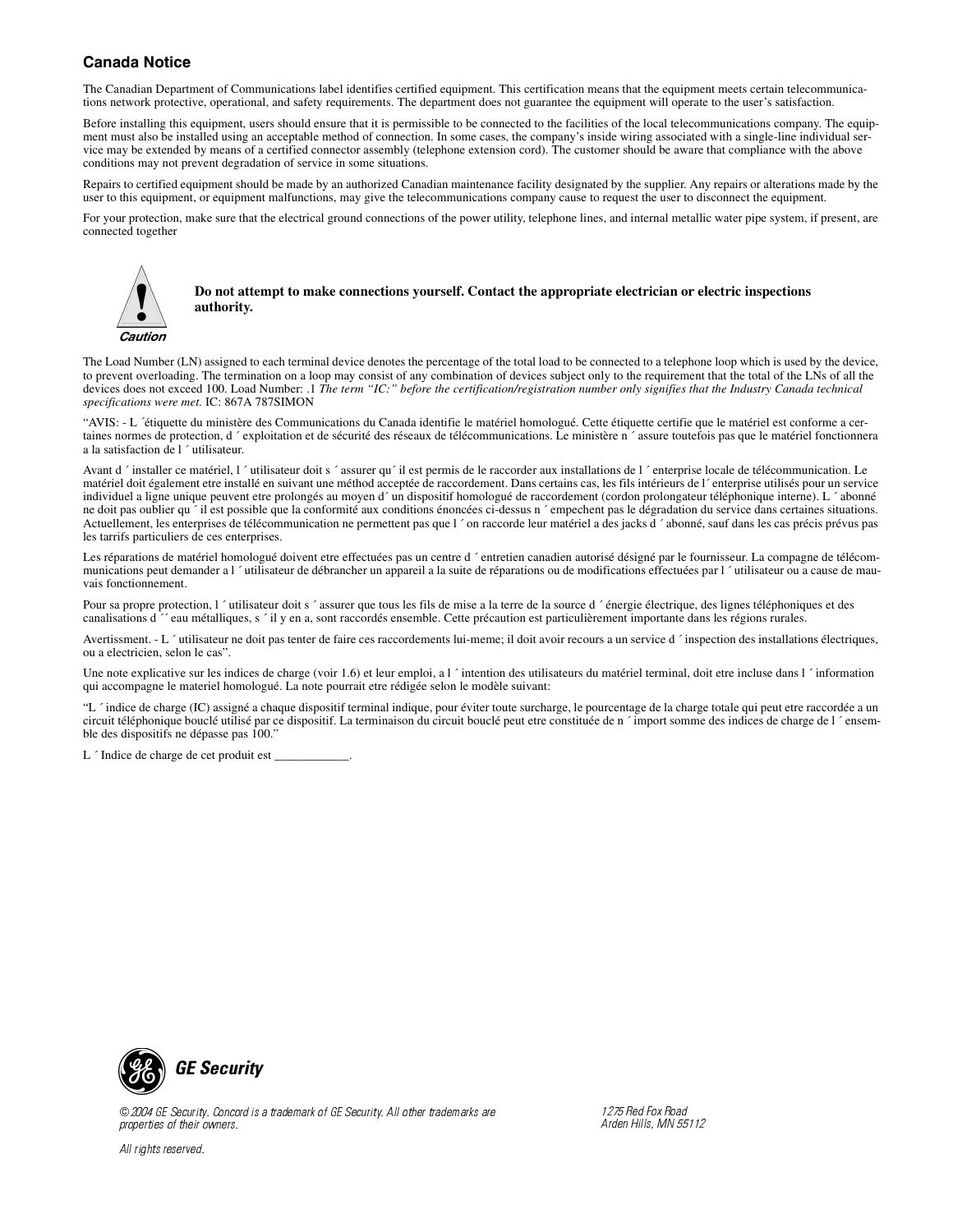## Canada Notice

The Canadian Department of Communications label identifies certified equipment. This certification means that the equipment meets certain telecommunications network protective, operational, and safety requirements. The department does not guarantee the equipment will operate to the user's satisfaction.

Before installing this equipment, users should ensure that it is permissible to be connected to the facilities of the local telecommunications company. The equipment must also be installed using an acceptable method of connection. In some cases, the company's inside wiring associated with a single-line individual service may be extended by means of a certified connector assembly (telephone extension cord). The customer should be aware that compliance with the above conditions may not prevent degradation of service in some situations.

Repairs to certified equipment should be made by an authorized Canadian maintenance facility designated by the supplier. Any repairs or alterations made by the user to this equipment, or equipment malfunctions, may give the telecommunications company cause to request the user to disconnect the equipment.

For your protection, make sure that the electrical ground connections of the power utility, telephone lines, and internal metallic water pipe system, if present, are connected together

**Caution**

**Do not attempt to make connections yourself. Contact the appropriate electrician or electric inspections authority.**

The Load Number (LN) assigned to each terminal device denotes the percentage of the total load to be connected to a telephone loop which is used by the device, to prevent overloading. The termination on a loop may consist of any combination of devices subject only to the requirement that the total of the LNs of all the devices does not exceed 100. Load Number: .1 *The term "IC:" before the certification/registration number only signifies that the Industry Canada technical specifications were met.* IC: 867A 787SIMON

"AVIS: - L ´étiquette du ministère des Communications du Canada identifie le matériel homologué. Cette étiquette certifie que le matériel est conforme a certaines normes de protection, d ´ exploitation et de sécurité des réseaux de télécommunications. Le ministère n ´ assure toutefois pas que le matériel fonctionnera a la satisfaction de l ´ utilisateur.

Avant d ´ installer ce matériel, l ´ utilisateur doit s ´ assurer qu´ il est permis de le raccorder aux installations de l ´ enterprise locale de télécommunication. Le matériel doit également etre installé en suivant une méthod acceptée de raccordement. Dans certains cas, les fils intérieurs de l´ enterprise utilisés pour un service individuel a ligne unique peuvent etre prolongés au moyen d´ un dispositif homologué de raccordement (cordon prolongateur téléphonique interne). L ´ abonné ne doit pas oublier qu ´ il est possible que la conformité aux conditions énoncées ci-dessus n ´ empechent pas le dégradation du service dans certaines situations. Actuellement, les enterprises de télécommunication ne permettent pas que l ´ on raccorde leur matériel a des jacks d ´ abonné, sauf dans les cas précis prévus pas les tarrifs particuliers de ces enterprises.

Les réparations de matériel homologué doivent etre effectuées pas un centre d ´ entretien canadien autorisé désigné par le fournisseur. La compagne de télécommunications peut demander a l ´ utilisateur de débrancher un appareil a la suite de réparations ou de modifications effectuées par l ´ utilisateur ou a cause de mauvais fonctionnement.

Pour sa propre protection, l ´ utilisateur doit s ´ assurer que tous les fils de mise a la terre de la source d ´ énergie électrique, des lignes téléphoniques et des canalisations d ´´ eau métalliques, s ´ il y en a, sont raccordés ensemble. Cette précaution est particulièrement importante dans les régions rurales.

Avertissment. - L ´ utilisateur ne doit pas tenter de faire ces raccordements lui-meme; il doit avoir recours a un service d ´ inspection des installations électriques, ou a electricien, selon le cas".

Une note explicative sur les indices de charge (voir 1.6) et leur emploi, a l ´ intention des utilisateurs du matériel terminal, doit etre incluse dans l ´ information qui accompagne le materiel homologué. La note pourrait etre rédigée selon le modèle suivant:

"L ´ indice de charge (IC) assigné a chaque dispositif terminal indique, pour éviter toute surcharge, le pourcentage de la charge totale qui peut etre raccordée a un circuit téléphonique bouclé utilisé par ce dispositif. La terminaison du circuit bouclé peut etre constituée de n ´ import somme des indices de charge de l ´ ensemble des dispositifs ne dépasse pas 100."

L ´ Indice de charge de cet produit est ____________.

GE Security

*© 2004 GE Security. Concord is a trademark of GE Security. All other trademarks are properties of their owners.*

*All rights reserved.*

*1275 Red Fox Road*
*Arden Hills, MN 55112*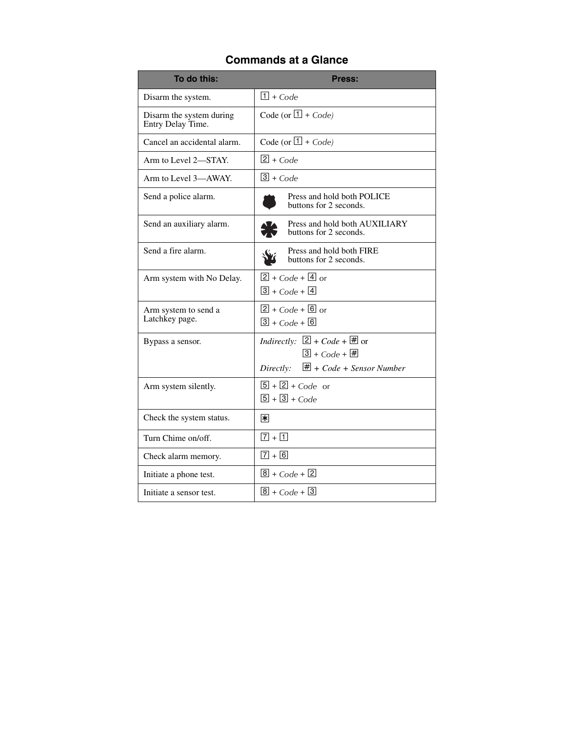## Commands at a Glance

| To do this: | Press: |
| --- | --- |
| Disarm the system. | 1 + *Code* |
| Disarm the system during Entry Delay Time. | Code (or 1 + *Code)* |
| Cancel an accidental alarm. | Code (or 1 + *Code)* |
| Arm to Level 2—STAY. | 2 + *Code* |
| Arm to Level 3—AWAY. | 3 + *Code* |
| Send a police alarm. | Press and hold both POLICE buttons for 2 seconds. |
| Send an auxiliary alarm. | Press and hold both AUXILIARY buttons for 2 seconds. |
| Send a fire alarm. | Press and hold both FIRE buttons for 2 seconds. |
| Arm system with No Delay. | 2 + *Code* + 4 or<br>3 + *Code* + 4 |
| Arm system to send a Latchkey page. | 2 + *Code* + 6 or<br>3 + *Code* + 6 |
| Bypass a sensor. | *Indirectly:* 2 + *Code* + # or<br>3 + *Code* + #<br>*Directly:* # + *Code + Sensor Number* |
| Arm system silently. | 5 + 2 + *Code* or<br>5 + 3 + *Code* |
| Check the system status. | * |
| Turn Chime on/off. | 7 + 1 |
| Check alarm memory. | 7 + 6 |
| Initiate a phone test. | 8 + *Code* + 2 |
| Initiate a sensor test. | 8 + *Code* + 3 |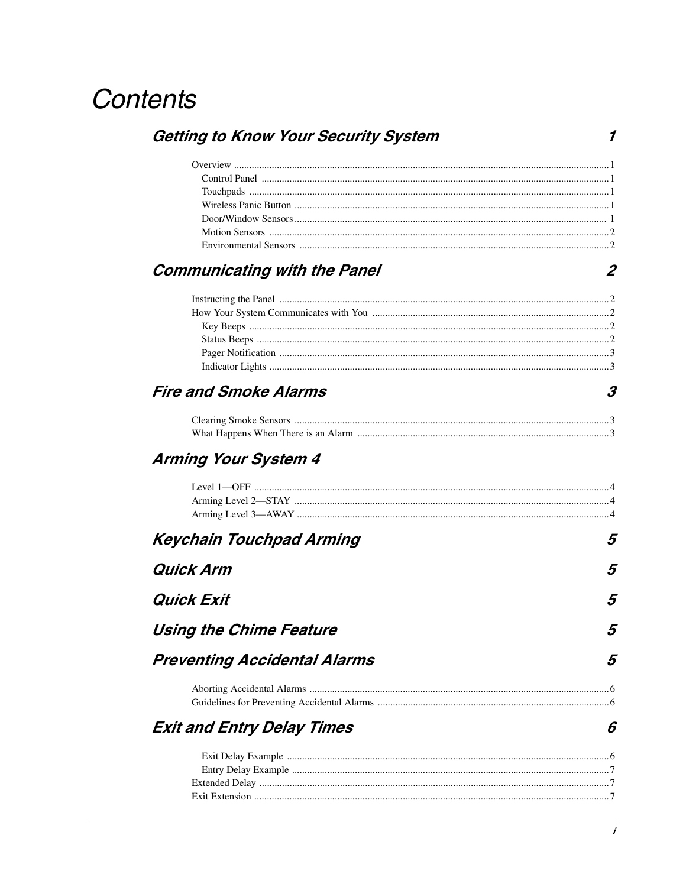# Contents

## Getting to Know Your Security System 1

- Overview ... 1
  - Control Panel ... 1
  - Touchpads ... 1
  - Wireless Panic Button ... 1
  - Door/Window Sensors ... 1
  - Motion Sensors ... 2
  - Environmental Sensors ... 2

## Communicating with the Panel 2

- Instructing the Panel ... 2
- How Your System Communicates with You ... 2
  - Key Beeps ... 2
  - Status Beeps ... 2
  - Pager Notification ... 3
  - Indicator Lights ... 3

## Fire and Smoke Alarms 3

- Clearing Smoke Sensors ... 3
- What Happens When There is an Alarm ... 3

## Arming Your System 4

- Level 1—OFF ... 4
- Arming Level 2—STAY ... 4
- Arming Level 3—AWAY ... 4

## Keychain Touchpad Arming 5

## Quick Arm 5

## Quick Exit 5

## Using the Chime Feature 5

## Preventing Accidental Alarms 5

- Aborting Accidental Alarms ... 6
- Guidelines for Preventing Accidental Alarms ... 6

## Exit and Entry Delay Times 6

  - Exit Delay Example ... 6
  - Entry Delay Example ... 7
- Extended Delay ... 7
- Exit Extension ... 7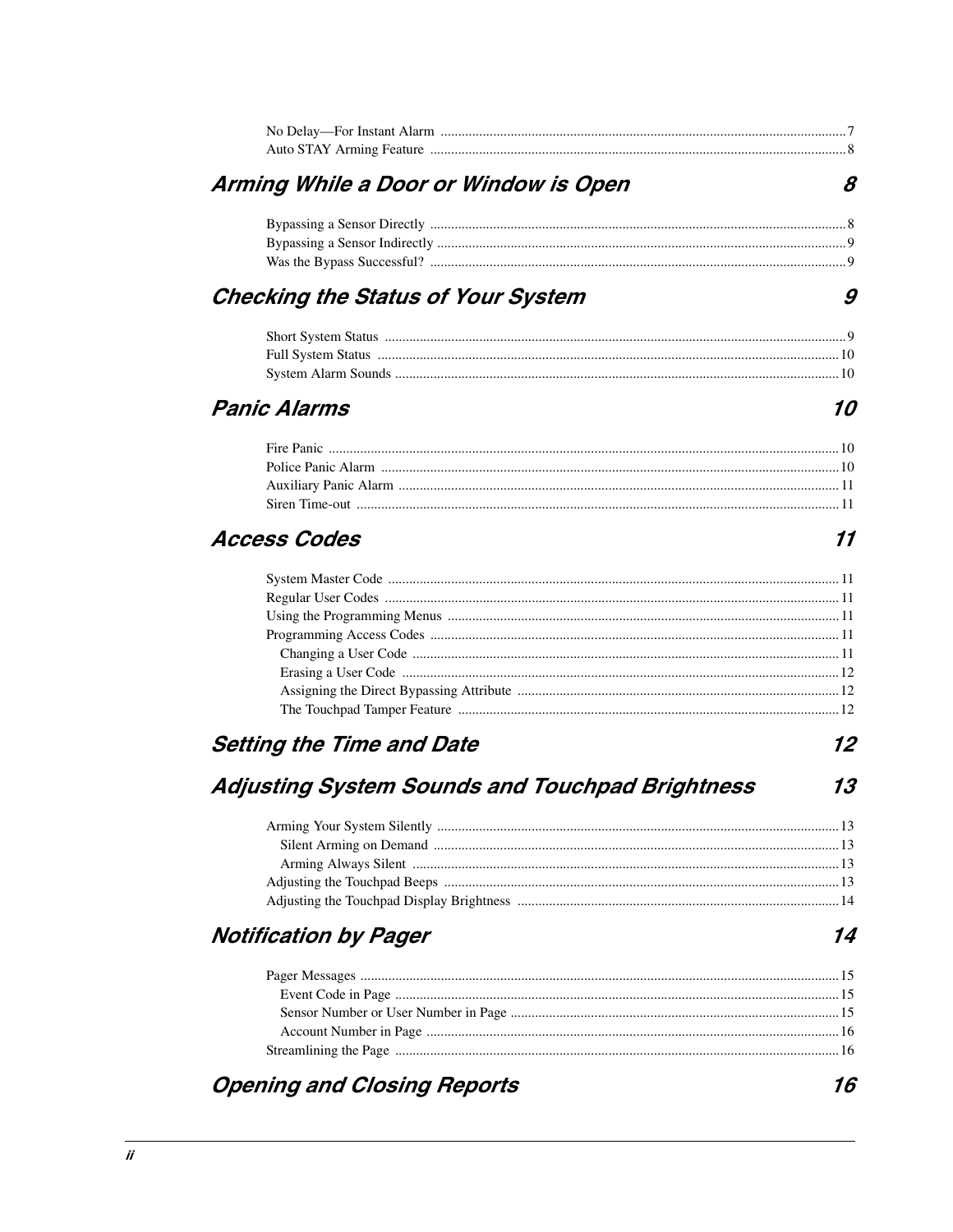No Delay—For Instant Alarm ..... 7
Auto STAY Arming Feature ..... 8

## Arming While a Door or Window is Open 8

Bypassing a Sensor Directly ..... 8
Bypassing a Sensor Indirectly ..... 9
Was the Bypass Successful? ..... 9

## Checking the Status of Your System 9

Short System Status ..... 9
Full System Status ..... 10
System Alarm Sounds ..... 10

## Panic Alarms 10

Fire Panic ..... 10
Police Panic Alarm ..... 10
Auxiliary Panic Alarm ..... 11
Siren Time-out ..... 11

## Access Codes 11

System Master Code ..... 11
Regular User Codes ..... 11
Using the Programming Menus ..... 11
Programming Access Codes ..... 11
- Changing a User Code ..... 11
- Erasing a User Code ..... 12
- Assigning the Direct Bypassing Attribute ..... 12
- The Touchpad Tamper Feature ..... 12

## Setting the Time and Date 12

## Adjusting System Sounds and Touchpad Brightness 13

Arming Your System Silently ..... 13
- Silent Arming on Demand ..... 13
- Arming Always Silent ..... 13

Adjusting the Touchpad Beeps ..... 13
Adjusting the Touchpad Display Brightness ..... 14

## Notification by Pager 14

Pager Messages ..... 15
- Event Code in Page ..... 15
- Sensor Number or User Number in Page ..... 15
- Account Number in Page ..... 16

Streamlining the Page ..... 16

## Opening and Closing Reports 16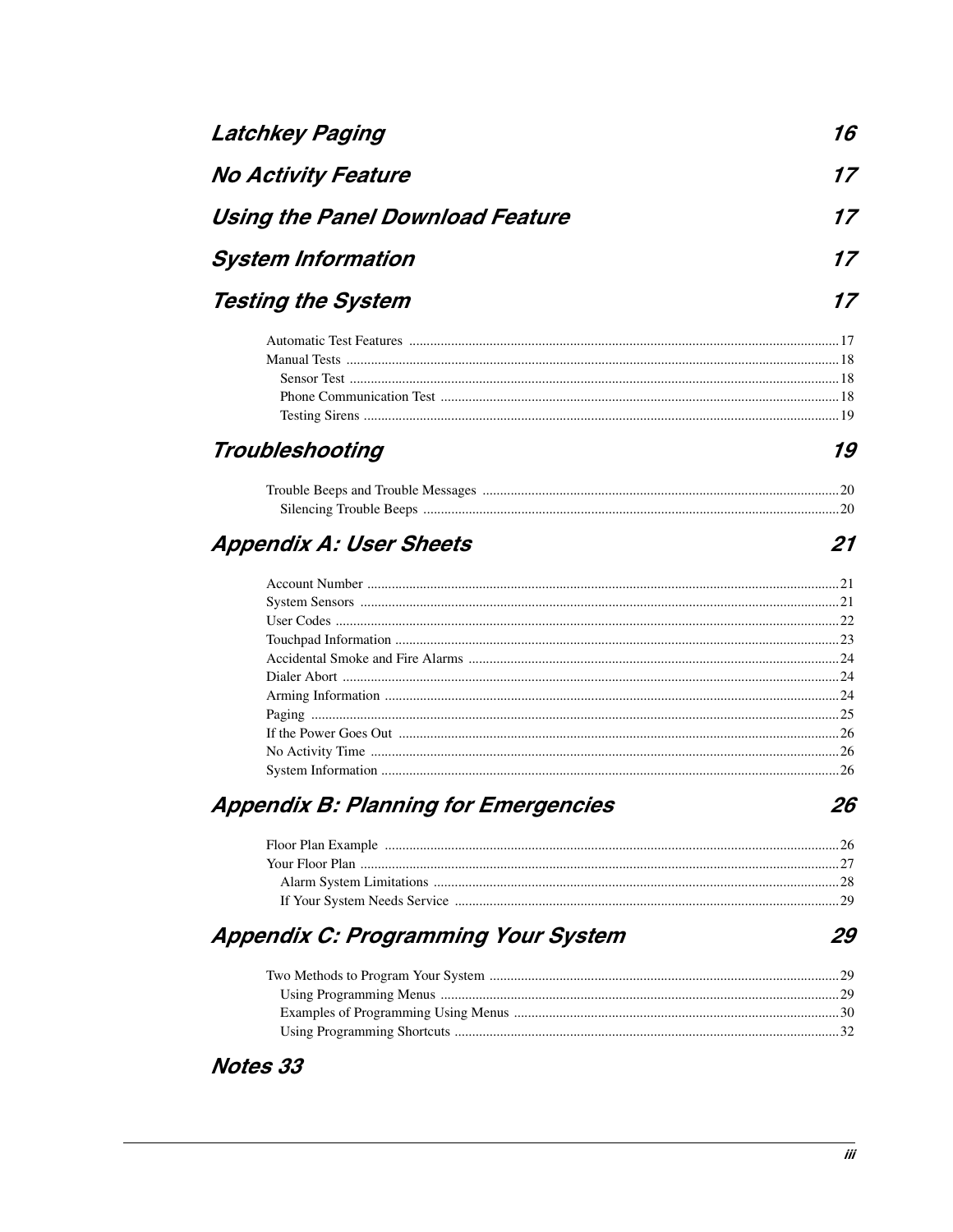## Latchkey Paging 16

## No Activity Feature 17

## Using the Panel Download Feature 17

## System Information 17

## Testing the System 17

- Automatic Test Features ....17
- Manual Tests ....18
  - Sensor Test ....18
  - Phone Communication Test ....18
  - Testing Sirens ....19

## Troubleshooting 19

- Trouble Beeps and Trouble Messages ....20
  - Silencing Trouble Beeps ....20

## Appendix A: User Sheets 21

- Account Number ....21
- System Sensors ....21
- User Codes ....22
- Touchpad Information ....23
- Accidental Smoke and Fire Alarms ....24
- Dialer Abort ....24
- Arming Information ....24
- Paging ....25
- If the Power Goes Out ....26
- No Activity Time ....26
- System Information ....26

## Appendix B: Planning for Emergencies 26

- Floor Plan Example ....26
- Your Floor Plan ....27
  - Alarm System Limitations ....28
  - If Your System Needs Service ....29

## Appendix C: Programming Your System 29

- Two Methods to Program Your System ....29
  - Using Programming Menus ....29
  - Examples of Programming Using Menus ....30
  - Using Programming Shortcuts ....32

## Notes 33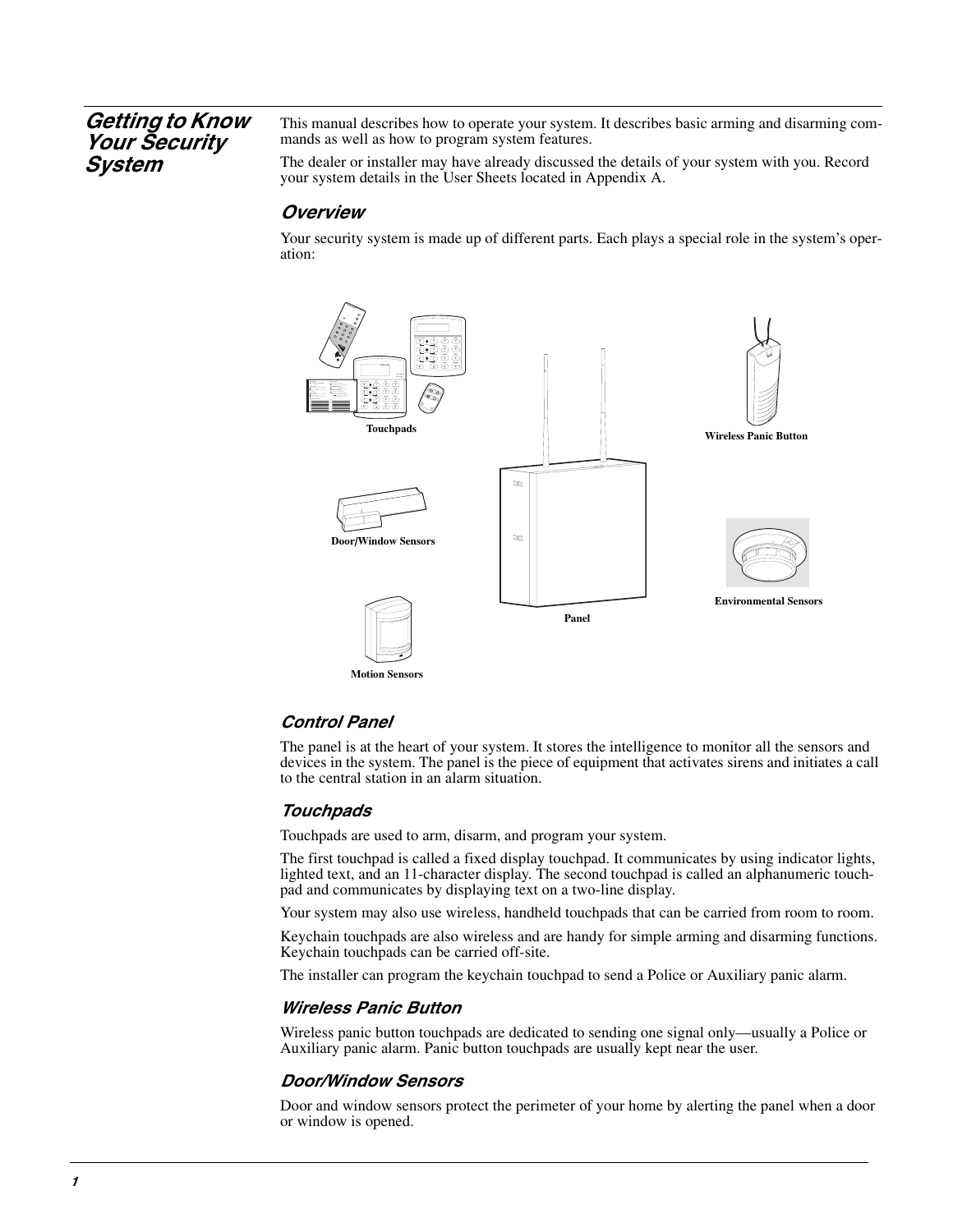# Getting to Know Your Security System

This manual describes how to operate your system. It describes basic arming and disarming commands as well as how to program system features.

The dealer or installer may have already discussed the details of your system with you. Record your system details in the User Sheets located in Appendix A.

## Overview

Your security system is made up of different parts. Each plays a special role in the system's operation:

Touchpads

Wireless Panic Button

Door/Window Sensors

Environmental Sensors

Panel

Motion Sensors

### Control Panel

The panel is at the heart of your system. It stores the intelligence to monitor all the sensors and devices in the system. The panel is the piece of equipment that activates sirens and initiates a call to the central station in an alarm situation.

### Touchpads

Touchpads are used to arm, disarm, and program your system.

The first touchpad is called a fixed display touchpad. It communicates by using indicator lights, lighted text, and an 11-character display. The second touchpad is called an alphanumeric touchpad and communicates by displaying text on a two-line display.

Your system may also use wireless, handheld touchpads that can be carried from room to room.

Keychain touchpads are also wireless and are handy for simple arming and disarming functions. Keychain touchpads can be carried off-site.

The installer can program the keychain touchpad to send a Police or Auxiliary panic alarm.

### Wireless Panic Button

Wireless panic button touchpads are dedicated to sending one signal only—usually a Police or Auxiliary panic alarm. Panic button touchpads are usually kept near the user.

### Door/Window Sensors

Door and window sensors protect the perimeter of your home by alerting the panel when a door or window is opened.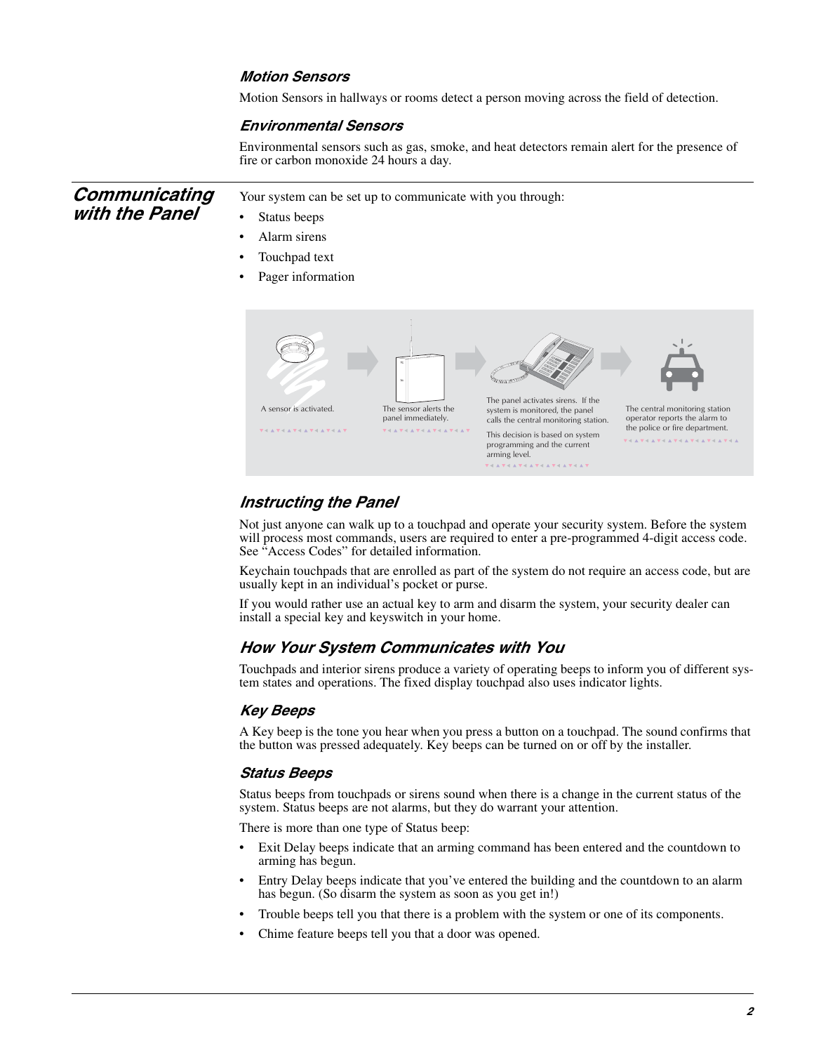### Motion Sensors

Motion Sensors in hallways or rooms detect a person moving across the field of detection.

### Environmental Sensors

Environmental sensors such as gas, smoke, and heat detectors remain alert for the presence of fire or carbon monoxide 24 hours a day.

## Communicating with the Panel

Your system can be set up to communicate with you through:

- Status beeps
- Alarm sirens
- Touchpad text
- Pager information

A sensor is activated.

The sensor alerts the panel immediately.

The panel activates sirens. If the system is monitored, the panel calls the central monitoring station.

This decision is based on system programming and the current arming level.

The central monitoring station operator reports the alarm to the police or fire department.

### Instructing the Panel

Not just anyone can walk up to a touchpad and operate your security system. Before the system will process most commands, users are required to enter a pre-programmed 4-digit access code. See "Access Codes" for detailed information.

Keychain touchpads that are enrolled as part of the system do not require an access code, but are usually kept in an individual's pocket or purse.

If you would rather use an actual key to arm and disarm the system, your security dealer can install a special key and keyswitch in your home.

### How Your System Communicates with You

Touchpads and interior sirens produce a variety of operating beeps to inform you of different system states and operations. The fixed display touchpad also uses indicator lights.

#### Key Beeps

A Key beep is the tone you hear when you press a button on a touchpad. The sound confirms that the button was pressed adequately. Key beeps can be turned on or off by the installer.

#### Status Beeps

Status beeps from touchpads or sirens sound when there is a change in the current status of the system. Status beeps are not alarms, but they do warrant your attention.

There is more than one type of Status beep:

- Exit Delay beeps indicate that an arming command has been entered and the countdown to arming has begun.
- Entry Delay beeps indicate that you've entered the building and the countdown to an alarm has begun. (So disarm the system as soon as you get in!)
- Trouble beeps tell you that there is a problem with the system or one of its components.
- Chime feature beeps tell you that a door was opened.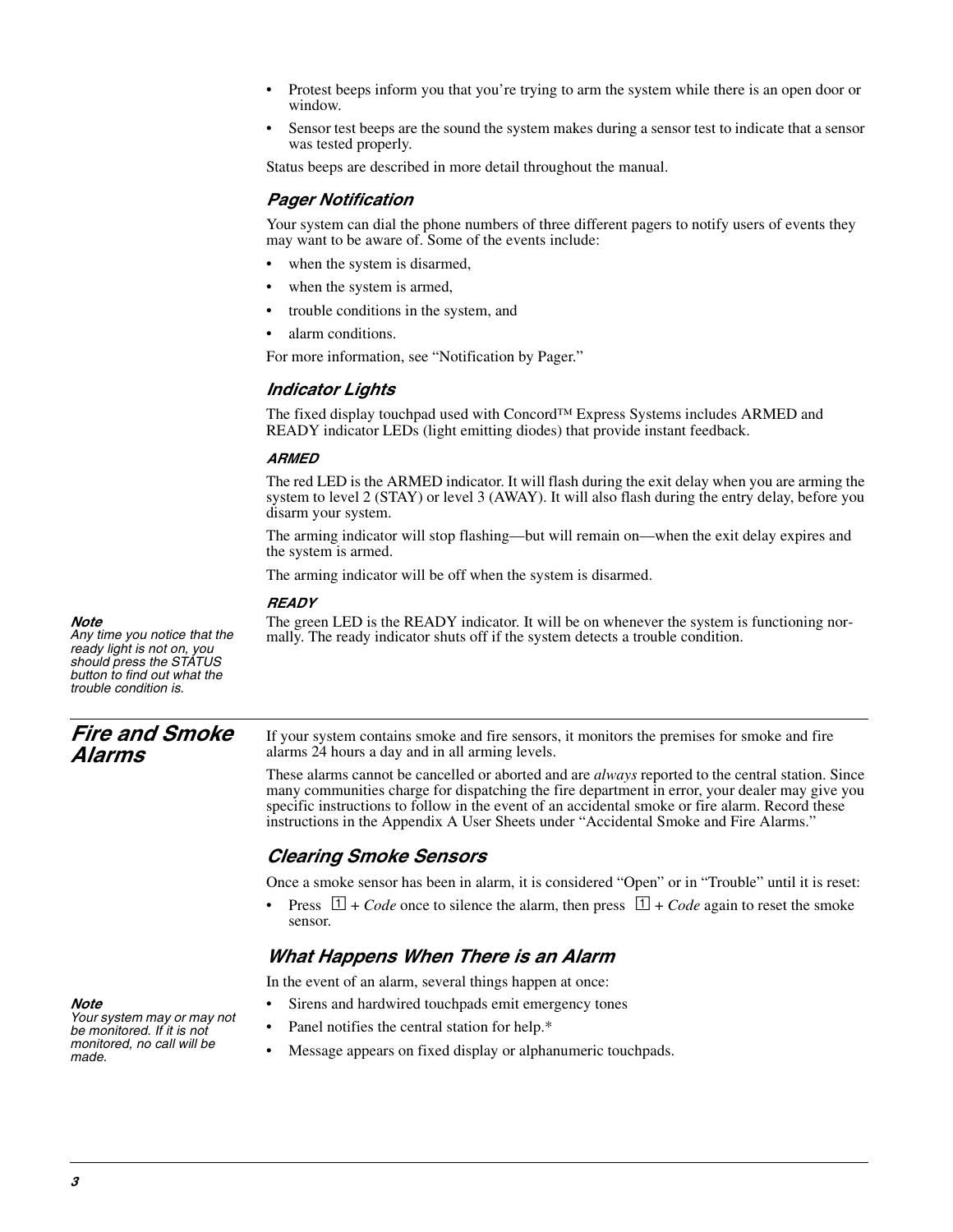- Protest beeps inform you that you're trying to arm the system while there is an open door or window.
- Sensor test beeps are the sound the system makes during a sensor test to indicate that a sensor was tested properly.

Status beeps are described in more detail throughout the manual.

### Pager Notification

Your system can dial the phone numbers of three different pagers to notify users of events they may want to be aware of. Some of the events include:

- when the system is disarmed,
- when the system is armed,
- trouble conditions in the system, and
- alarm conditions.

For more information, see "Notification by Pager."

### Indicator Lights

The fixed display touchpad used with Concord™ Express Systems includes ARMED and READY indicator LEDs (light emitting diodes) that provide instant feedback.

#### ARMED

The red LED is the ARMED indicator. It will flash during the exit delay when you are arming the system to level 2 (STAY) or level 3 (AWAY). It will also flash during the entry delay, before you disarm your system.

The arming indicator will stop flashing—but will remain on—when the exit delay expires and the system is armed.

The arming indicator will be off when the system is disarmed.

#### READY

The green LED is the READY indicator. It will be on whenever the system is functioning normally. The ready indicator shuts off if the system detects a trouble condition.

***Note***
*Any time you notice that the ready light is not on, you should press the STATUS button to find out what the trouble condition is.*

## Fire and Smoke Alarms

If your system contains smoke and fire sensors, it monitors the premises for smoke and fire alarms 24 hours a day and in all arming levels.

These alarms cannot be cancelled or aborted and are *always* reported to the central station. Since many communities charge for dispatching the fire department in error, your dealer may give you specific instructions to follow in the event of an accidental smoke or fire alarm. Record these instructions in the Appendix A User Sheets under "Accidental Smoke and Fire Alarms."

### Clearing Smoke Sensors

Once a smoke sensor has been in alarm, it is considered "Open" or in "Trouble" until it is reset:

- Press 1 + *Code* once to silence the alarm, then press 1 + *Code* again to reset the smoke sensor.

### What Happens When There is an Alarm

In the event of an alarm, several things happen at once:

- Sirens and hardwired touchpads emit emergency tones
- Panel notifies the central station for help.*
- Message appears on fixed display or alphanumeric touchpads.

***Note***
*Your system may or may not be monitored. If it is not monitored, no call will be made.*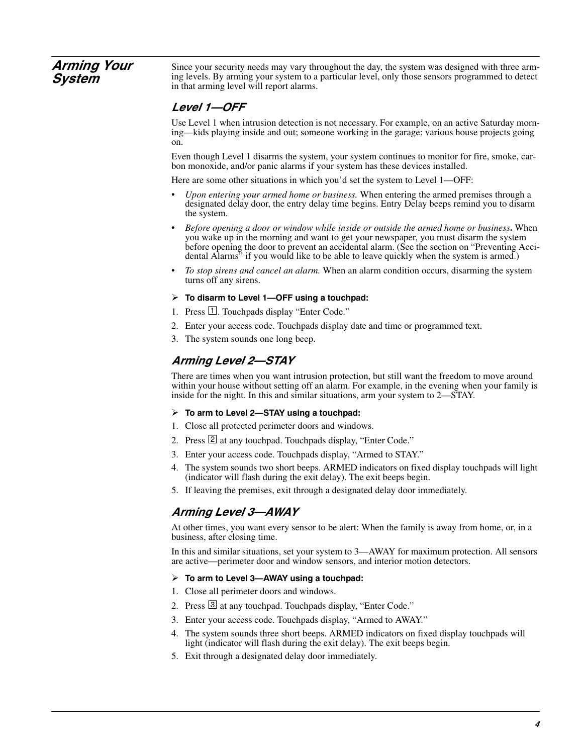# Arming Your System

Since your security needs may vary throughout the day, the system was designed with three arming levels. By arming your system to a particular level, only those sensors programmed to detect in that arming level will report alarms.

## Level 1—OFF

Use Level 1 when intrusion detection is not necessary. For example, on an active Saturday morning—kids playing inside and out; someone working in the garage; various house projects going on.

Even though Level 1 disarms the system, your system continues to monitor for fire, smoke, carbon monoxide, and/or panic alarms if your system has these devices installed.

Here are some other situations in which you'd set the system to Level 1—OFF:

- *Upon entering your armed home or business.* When entering the armed premises through a designated delay door, the entry delay time begins. Entry Delay beeps remind you to disarm the system.
- *Before opening a door or window while inside or outside the armed home or business***.** When you wake up in the morning and want to get your newspaper, you must disarm the system before opening the door to prevent an accidental alarm. (See the section on "Preventing Accidental Alarms" if you would like to be able to leave quickly when the system is armed.)
- *To stop sirens and cancel an alarm.* When an alarm condition occurs, disarming the system turns off any sirens.

➢ **To disarm to Level 1—OFF using a touchpad:**

1. Press 1. Touchpads display "Enter Code."
2. Enter your access code. Touchpads display date and time or programmed text.
3. The system sounds one long beep.

## Arming Level 2—STAY

There are times when you want intrusion protection, but still want the freedom to move around within your house without setting off an alarm. For example, in the evening when your family is inside for the night. In this and similar situations, arm your system to 2—STAY.

➢ **To arm to Level 2—STAY using a touchpad:**

1. Close all protected perimeter doors and windows.
2. Press 2 at any touchpad. Touchpads display, "Enter Code."
3. Enter your access code. Touchpads display, "Armed to STAY."
4. The system sounds two short beeps. ARMED indicators on fixed display touchpads will light (indicator will flash during the exit delay). The exit beeps begin.
5. If leaving the premises, exit through a designated delay door immediately.

## Arming Level 3—AWAY

At other times, you want every sensor to be alert: When the family is away from home, or, in a business, after closing time.

In this and similar situations, set your system to 3—AWAY for maximum protection. All sensors are active—perimeter door and window sensors, and interior motion detectors.

➢ **To arm to Level 3—AWAY using a touchpad:**

1. Close all perimeter doors and windows.
2. Press 3 at any touchpad. Touchpads display, "Enter Code."
3. Enter your access code. Touchpads display, "Armed to AWAY."
4. The system sounds three short beeps. ARMED indicators on fixed display touchpads will light (indicator will flash during the exit delay). The exit beeps begin.
5. Exit through a designated delay door immediately.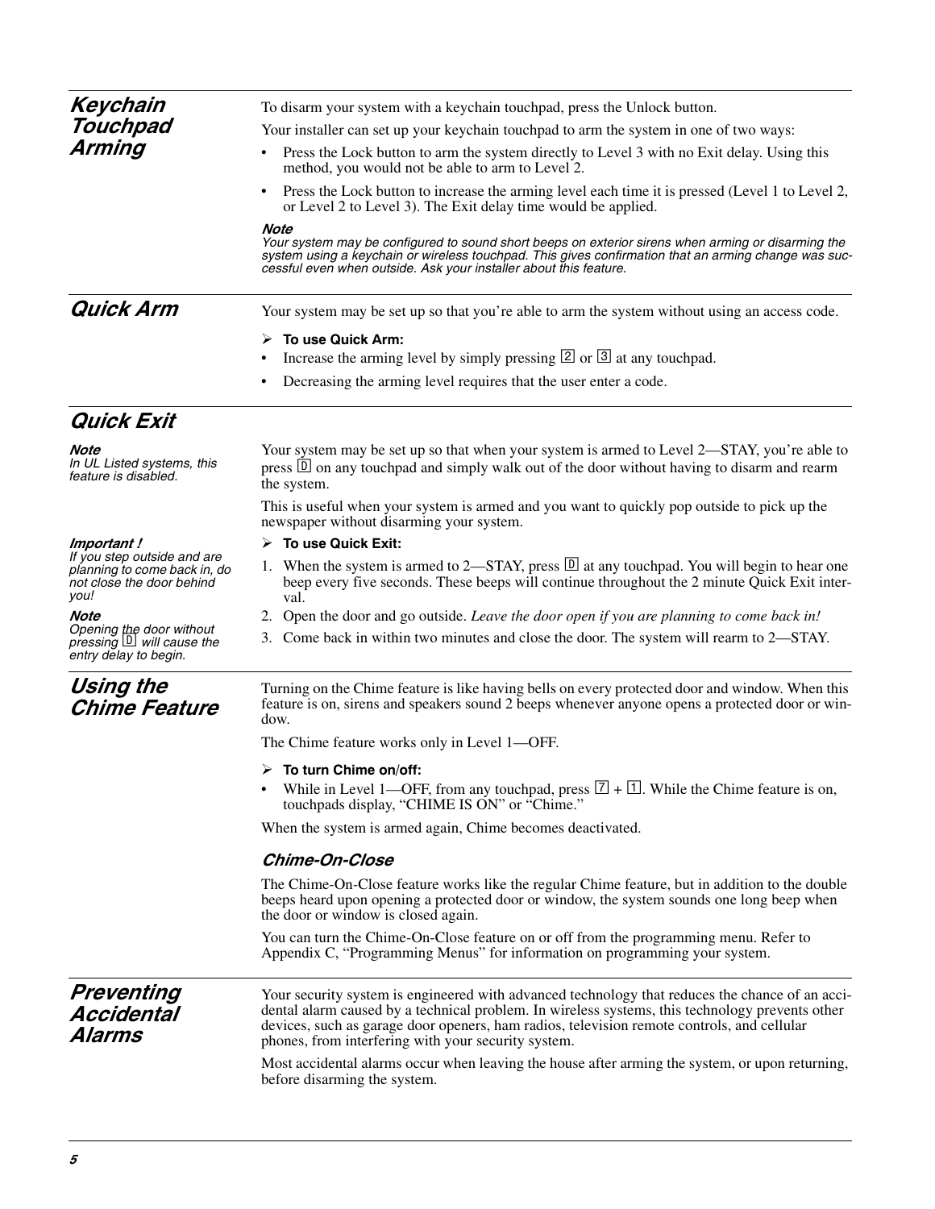## Keychain Touchpad Arming

To disarm your system with a keychain touchpad, press the Unlock button.

Your installer can set up your keychain touchpad to arm the system in one of two ways:

- Press the Lock button to arm the system directly to Level 3 with no Exit delay. Using this method, you would not be able to arm to Level 2.
- Press the Lock button to increase the arming level each time it is pressed (Level 1 to Level 2, or Level 2 to Level 3). The Exit delay time would be applied.

***Note***
*Your system may be configured to sound short beeps on exterior sirens when arming or disarming the system using a keychain or wireless touchpad. This gives confirmation that an arming change was successful even when outside. Ask your installer about this feature.*

## Quick Arm

Your system may be set up so that you're able to arm the system without using an access code.

➢ **To use Quick Arm:**

- Increase the arming level by simply pressing [2] or [3] at any touchpad.
- Decreasing the arming level requires that the user enter a code.

## Quick Exit

***Note***
*In UL Listed systems, this feature is disabled.*

Your system may be set up so that when your system is armed to Level 2—STAY, you're able to press [D] on any touchpad and simply walk out of the door without having to disarm and rearm the system.

This is useful when your system is armed and you want to quickly pop outside to pick up the newspaper without disarming your system.

***Important !***
*If you step outside and are planning to come back in, do not close the door behind you!*

***Note***
*Opening the door without pressing [D] will cause the entry delay to begin.*

➢ **To use Quick Exit:**

1. When the system is armed to 2—STAY, press [D] at any touchpad. You will begin to hear one beep every five seconds. These beeps will continue throughout the 2 minute Quick Exit interval.
2. Open the door and go outside. *Leave the door open if you are planning to come back in!*
3. Come back in within two minutes and close the door. The system will rearm to 2—STAY.

## Using the Chime Feature

Turning on the Chime feature is like having bells on every protected door and window. When this feature is on, sirens and speakers sound 2 beeps whenever anyone opens a protected door or window.

The Chime feature works only in Level 1—OFF.

➢ **To turn Chime on/off:**

- While in Level 1—OFF, from any touchpad, press [7] + [1]. While the Chime feature is on, touchpads display, "CHIME IS ON" or "Chime."

When the system is armed again, Chime becomes deactivated.

### Chime-On-Close

The Chime-On-Close feature works like the regular Chime feature, but in addition to the double beeps heard upon opening a protected door or window, the system sounds one long beep when the door or window is closed again.

You can turn the Chime-On-Close feature on or off from the programming menu. Refer to Appendix C, "Programming Menus" for information on programming your system.

## Preventing Accidental Alarms

Your security system is engineered with advanced technology that reduces the chance of an accidental alarm caused by a technical problem. In wireless systems, this technology prevents other devices, such as garage door openers, ham radios, television remote controls, and cellular phones, from interfering with your security system.

Most accidental alarms occur when leaving the house after arming the system, or upon returning, before disarming the system.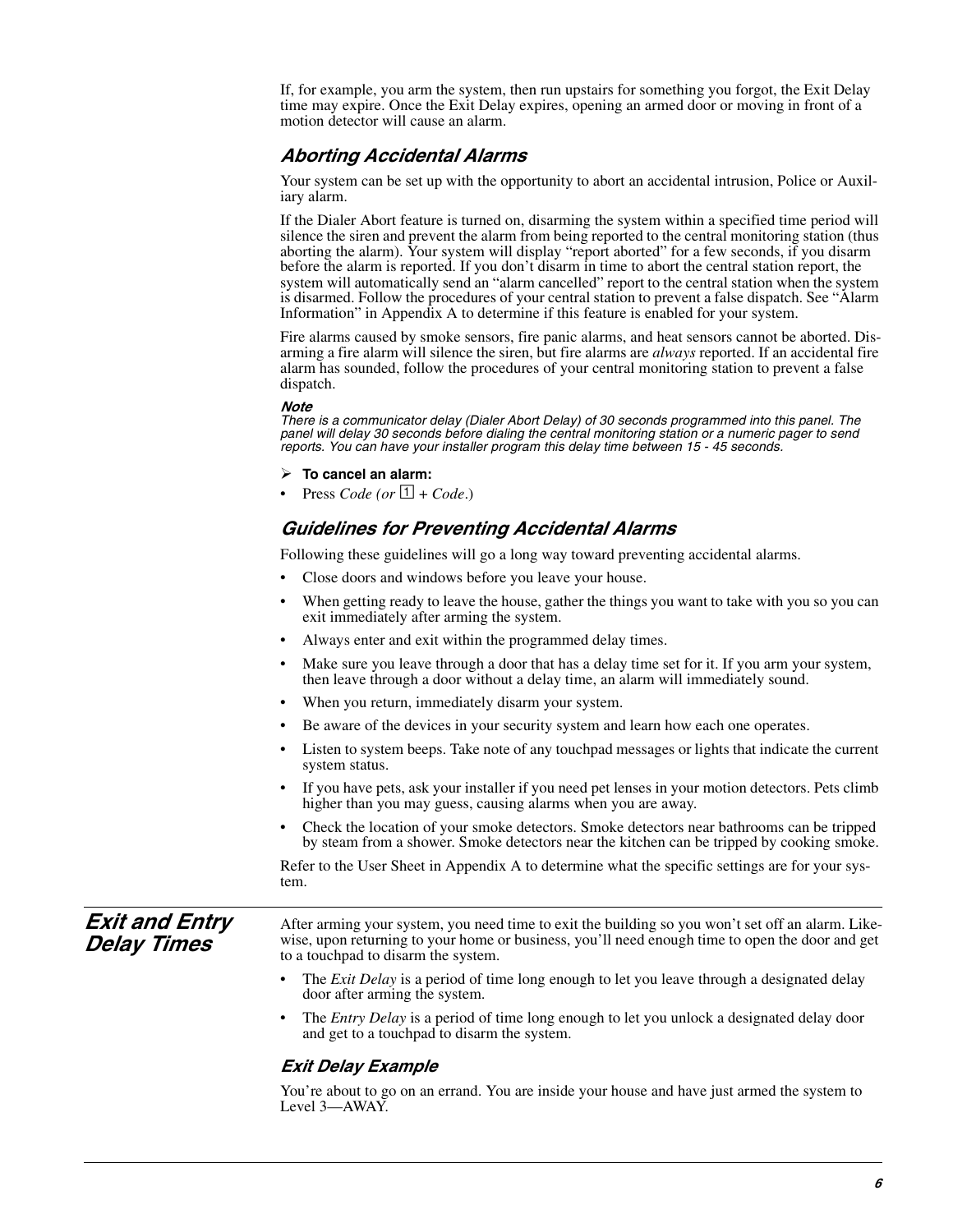If, for example, you arm the system, then run upstairs for something you forgot, the Exit Delay time may expire. Once the Exit Delay expires, opening an armed door or moving in front of a motion detector will cause an alarm.

### Aborting Accidental Alarms

Your system can be set up with the opportunity to abort an accidental intrusion, Police or Auxiliary alarm.

If the Dialer Abort feature is turned on, disarming the system within a specified time period will silence the siren and prevent the alarm from being reported to the central monitoring station (thus aborting the alarm). Your system will display “report aborted” for a few seconds, if you disarm before the alarm is reported. If you don’t disarm in time to abort the central station report, the system will automatically send an “alarm cancelled” report to the central station when the system is disarmed. Follow the procedures of your central station to prevent a false dispatch. See “Alarm Information” in Appendix A to determine if this feature is enabled for your system.

Fire alarms caused by smoke sensors, fire panic alarms, and heat sensors cannot be aborted. Disarming a fire alarm will silence the siren, but fire alarms are *always* reported. If an accidental fire alarm has sounded, follow the procedures of your central monitoring station to prevent a false dispatch.

***Note***
*There is a communicator delay (Dialer Abort Delay) of 30 seconds programmed into this panel. The panel will delay 30 seconds before dialing the central monitoring station or a numeric pager to send reports. You can have your installer program this delay time between 15 - 45 seconds.*

➢ **To cancel an alarm:**

- Press *Code (or* 1 + *Code*.)

### Guidelines for Preventing Accidental Alarms

Following these guidelines will go a long way toward preventing accidental alarms.

- Close doors and windows before you leave your house.
- When getting ready to leave the house, gather the things you want to take with you so you can exit immediately after arming the system.
- Always enter and exit within the programmed delay times.
- Make sure you leave through a door that has a delay time set for it. If you arm your system, then leave through a door without a delay time, an alarm will immediately sound.
- When you return, immediately disarm your system.
- Be aware of the devices in your security system and learn how each one operates.
- Listen to system beeps. Take note of any touchpad messages or lights that indicate the current system status.
- If you have pets, ask your installer if you need pet lenses in your motion detectors. Pets climb higher than you may guess, causing alarms when you are away.
- Check the location of your smoke detectors. Smoke detectors near bathrooms can be tripped by steam from a shower. Smoke detectors near the kitchen can be tripped by cooking smoke.

Refer to the User Sheet in Appendix A to determine what the specific settings are for your system.

## Exit and Entry Delay Times

After arming your system, you need time to exit the building so you won’t set off an alarm. Likewise, upon returning to your home or business, you’ll need enough time to open the door and get to a touchpad to disarm the system.

- The *Exit Delay* is a period of time long enough to let you leave through a designated delay door after arming the system.
- The *Entry Delay* is a period of time long enough to let you unlock a designated delay door and get to a touchpad to disarm the system.

### Exit Delay Example

You’re about to go on an errand. You are inside your house and have just armed the system to Level 3—AWAY.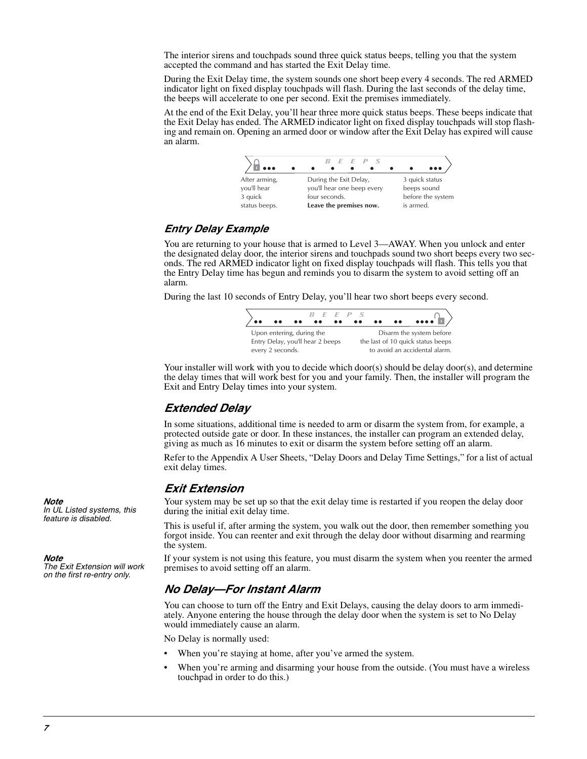The interior sirens and touchpads sound three quick status beeps, telling you that the system accepted the command and has started the Exit Delay time.

During the Exit Delay time, the system sounds one short beep every 4 seconds. The red ARMED indicator light on fixed display touchpads will flash. During the last seconds of the delay time, the beeps will accelerate to one per second. Exit the premises immediately.

At the end of the Exit Delay, you'll hear three more quick status beeps. These beeps indicate that the Exit Delay has ended. The ARMED indicator light on fixed display touchpads will stop flashing and remain on. Opening an armed door or window after the Exit Delay has expired will cause an alarm.

BEEPS

After arming, you'll hear 3 quick status beeps. | During the Exit Delay, you'll hear one beep every four seconds. **Leave the premises now.** | 3 quick status beeps sound before the system is armed.

### Entry Delay Example

You are returning to your house that is armed to Level 3—AWAY. When you unlock and enter the designated delay door, the interior sirens and touchpads sound two short beeps every two seconds. The red ARMED indicator light on fixed display touchpads will flash. This tells you that the Entry Delay time has begun and reminds you to disarm the system to avoid setting off an alarm.

During the last 10 seconds of Entry Delay, you'll hear two short beeps every second.

BEEPS

Upon entering, during the Entry Delay, you'll hear 2 beeps every 2 seconds. | Disarm the system before the last of 10 quick status beeps to avoid an accidental alarm.

Your installer will work with you to decide which door(s) should be delay door(s), and determine the delay times that will work best for you and your family. Then, the installer will program the Exit and Entry Delay times into your system.

### Extended Delay

In some situations, additional time is needed to arm or disarm the system from, for example, a protected outside gate or door. In these instances, the installer can program an extended delay, giving as much as 16 minutes to exit or disarm the system before setting off an alarm.

Refer to the Appendix A User Sheets, "Delay Doors and Delay Time Settings," for a list of actual exit delay times.

### Exit Extension

***Note***
*In UL Listed systems, this feature is disabled.*

Your system may be set up so that the exit delay time is restarted if you reopen the delay door during the initial exit delay time.

This is useful if, after arming the system, you walk out the door, then remember something you forgot inside. You can reenter and exit through the delay door without disarming and rearming the system.

***Note***
*The Exit Extension will work on the first re-entry only.*

If your system is not using this feature, you must disarm the system when you reenter the armed premises to avoid setting off an alarm.

### No Delay—For Instant Alarm

You can choose to turn off the Entry and Exit Delays, causing the delay doors to arm immediately. Anyone entering the house through the delay door when the system is set to No Delay would immediately cause an alarm.

No Delay is normally used:

- When you're staying at home, after you've armed the system.
- When you're arming and disarming your house from the outside. (You must have a wireless touchpad in order to do this.)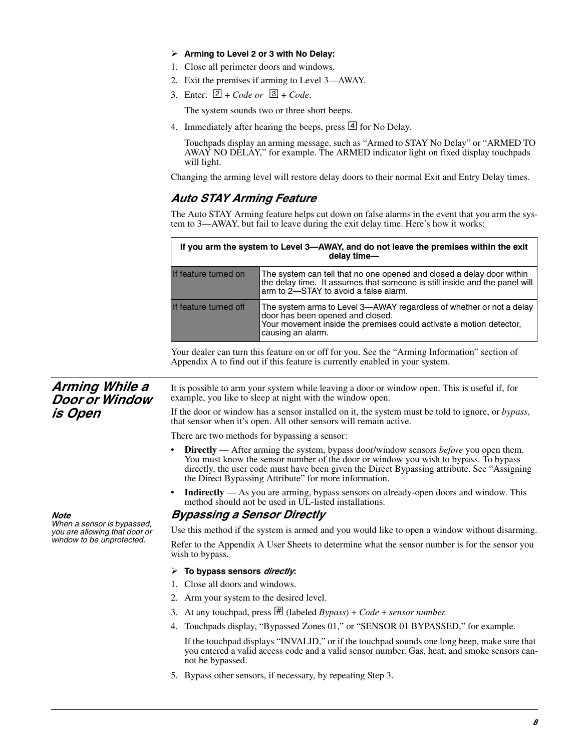➢ **Arming to Level 2 or 3 with No Delay:**

1. Close all perimeter doors and windows.
2. Exit the premises if arming to Level 3—AWAY.
3. Enter: [2] + *Code or* [3] + *Code*.

   The system sounds two or three short beeps.

4. Immediately after hearing the beeps, press [4] for No Delay.

   Touchpads display an arming message, such as "Armed to STAY No Delay" or "ARMED TO AWAY NO DELAY," for example. The ARMED indicator light on fixed display touchpads will light.

Changing the arming level will restore delay doors to their normal Exit and Entry Delay times.

### Auto STAY Arming Feature

The Auto STAY Arming feature helps cut down on false alarms in the event that you arm the system to 3—AWAY, but fail to leave during the exit delay time. Here's how it works:

| If you arm the system to Level 3—AWAY, and do not leave the premises within the exit delay time— | |
|---|---|
| If feature turned on | The system can tell that no one opened and closed a delay door within the delay time. It assumes that someone is still inside and the panel will arm to 2—STAY to avoid a false alarm. |
| If feature turned off | The system arms to Level 3—AWAY regardless of whether or not a delay door has been opened and closed.<br>Your movement inside the premises could activate a motion detector, causing an alarm. |

Your dealer can turn this feature on or off for you. See the "Arming Information" section of Appendix A to find out if this feature is currently enabled in your system.

## Arming While a Door or Window is Open

It is possible to arm your system while leaving a door or window open. This is useful if, for example, you like to sleep at night with the window open.

If the door or window has a sensor installed on it, the system must be told to ignore, or *bypass*, that sensor when it's open. All other sensors will remain active.

There are two methods for bypassing a sensor:

- **Directly** — After arming the system, bypass door/window sensors *before* you open them. You must know the sensor number of the door or window you wish to bypass. To bypass directly, the user code must have been given the Direct Bypassing attribute. See "Assigning the Direct Bypassing Attribute" for more information.
- **Indirectly** — As you are arming, bypass sensors on already-open doors and window. This method should not be used in UL-listed installations.

***Note***
*When a sensor is bypassed, you are allowing that door or window to be unprotected.*

### Bypassing a Sensor Directly

Use this method if the system is armed and you would like to open a window without disarming.

Refer to the Appendix A User Sheets to determine what the sensor number is for the sensor you wish to bypass.

➢ **To bypass sensors *directly*:**

1. Close all doors and windows.
2. Arm your system to the desired level.
3. At any touchpad, press [#] (labeled *Bypass*) + *Code* + *sensor number.*
4. Touchpads display, "Bypassed Zones 01," or "SENSOR 01 BYPASSED," for example.

   If the touchpad displays "INVALID," or if the touchpad sounds one long beep, make sure that you entered a valid access code and a valid sensor number. Gas, heat, and smoke sensors cannot be bypassed.

5. Bypass other sensors, if necessary, by repeating Step 3.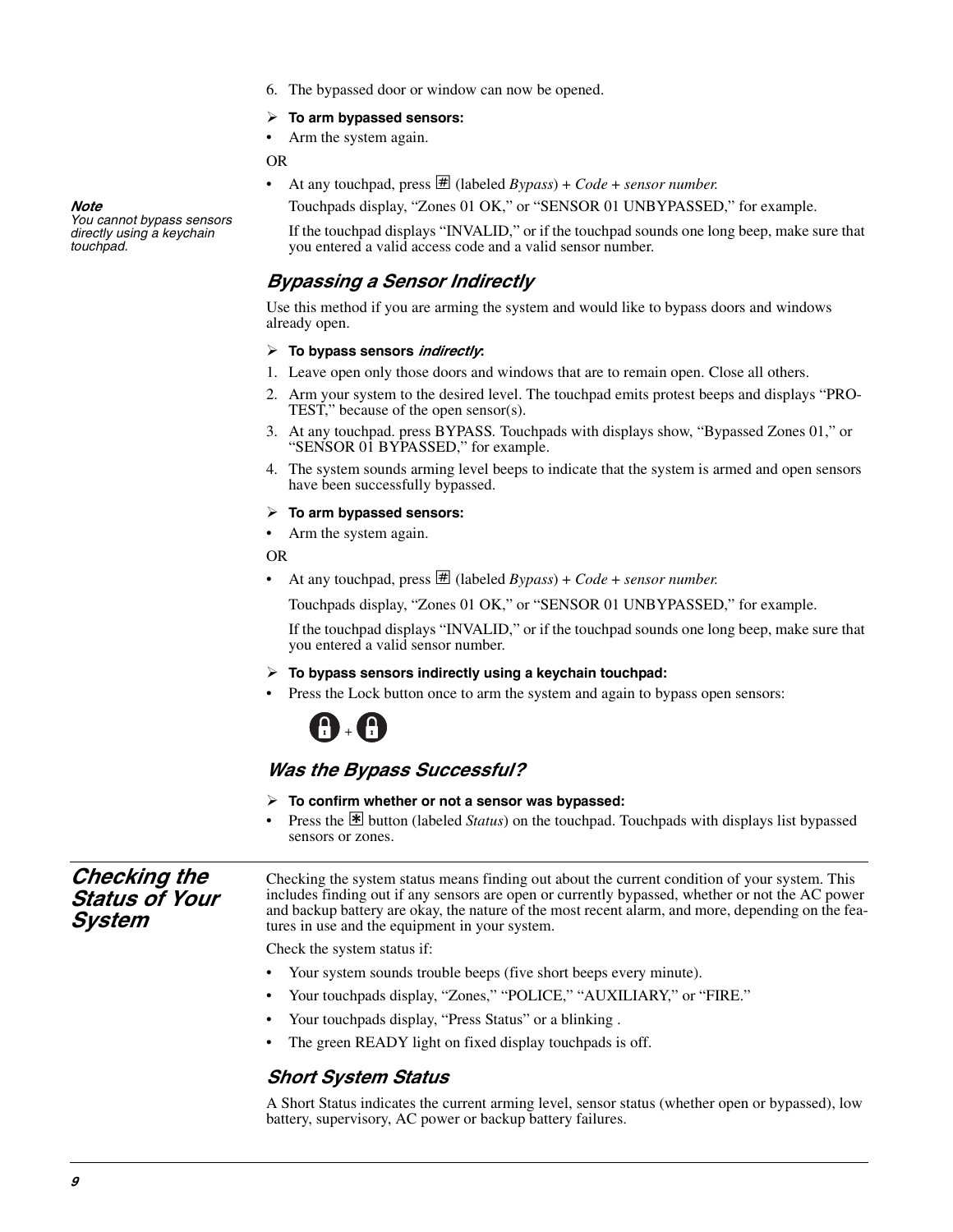6. The bypassed door or window can now be opened.

➢ **To arm bypassed sensors:**

- Arm the system again.

OR

- At any touchpad, press # (labeled *Bypass*) + *Code* + *sensor number.*

  Touchpads display, “Zones 01 OK,” or “SENSOR 01 UNBYPASSED,” for example.

  If the touchpad displays “INVALID,” or if the touchpad sounds one long beep, make sure that you entered a valid access code and a valid sensor number.

***Note***
*You cannot bypass sensors directly using a keychain touchpad.*

### *Bypassing a Sensor Indirectly*

Use this method if you are arming the system and would like to bypass doors and windows already open.

➢ **To bypass sensors *indirectly*:**

1. Leave open only those doors and windows that are to remain open. Close all others.
2. Arm your system to the desired level. The touchpad emits protest beeps and displays “PROTEST,” because of the open sensor(s).
3. At any touchpad. press BYPASS. Touchpads with displays show, “Bypassed Zones 01,” or “SENSOR 01 BYPASSED,” for example.
4. The system sounds arming level beeps to indicate that the system is armed and open sensors have been successfully bypassed.

➢ **To arm bypassed sensors:**

- Arm the system again.

OR

- At any touchpad, press # (labeled *Bypass*) + *Code* + *sensor number.*

  Touchpads display, “Zones 01 OK,” or “SENSOR 01 UNBYPASSED,” for example.

  If the touchpad displays “INVALID,” or if the touchpad sounds one long beep, make sure that you entered a valid sensor number.

➢ **To bypass sensors indirectly using a keychain touchpad:**

- Press the Lock button once to arm the system and again to bypass open sensors:

  Lock + Lock

### *Was the Bypass Successful?*

➢ **To confirm whether or not a sensor was bypassed:**

- Press the * button (labeled *Status*) on the touchpad. Touchpads with displays list bypassed sensors or zones.

## *Checking the Status of Your System*

Checking the system status means finding out about the current condition of your system. This includes finding out if any sensors are open or currently bypassed, whether or not the AC power and backup battery are okay, the nature of the most recent alarm, and more, depending on the features in use and the equipment in your system.

Check the system status if:

- Your system sounds trouble beeps (five short beeps every minute).
- Your touchpads display, “Zones,” “POLICE,” “AUXILIARY,” or “FIRE.”
- Your touchpads display, “Press Status” or a blinking .
- The green READY light on fixed display touchpads is off.

### *Short System Status*

A Short Status indicates the current arming level, sensor status (whether open or bypassed), low battery, supervisory, AC power or backup battery failures.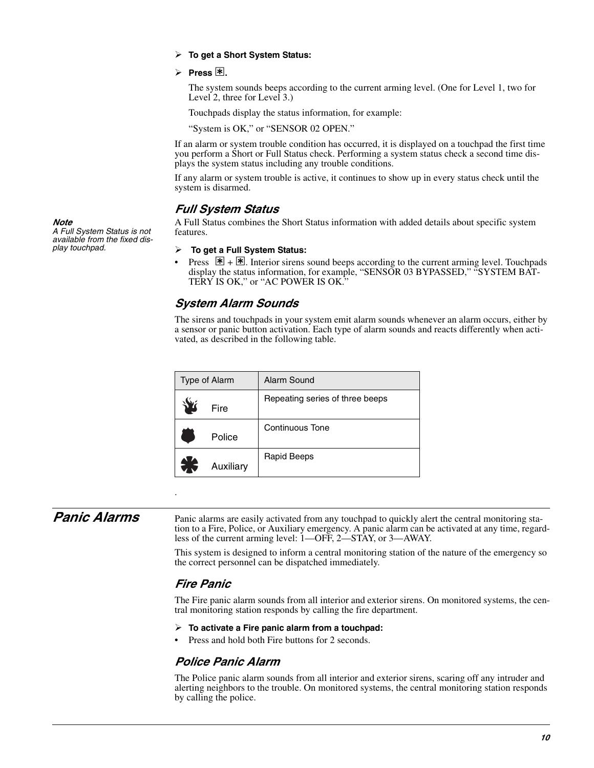➢ **To get a Short System Status:**

➢ **Press ✱.**

The system sounds beeps according to the current arming level. (One for Level 1, two for Level 2, three for Level 3.)

Touchpads display the status information, for example:

“System is OK,” or “SENSOR 02 OPEN.”

If an alarm or system trouble condition has occurred, it is displayed on a touchpad the first time you perform a Short or Full Status check. Performing a system status check a second time displays the system status including any trouble conditions.

If any alarm or system trouble is active, it continues to show up in every status check until the system is disarmed.

### *Full System Status*

***Note***
*A Full System Status is not available from the fixed display touchpad.*

A Full Status combines the Short Status information with added details about specific system features.

➢ **To get a Full System Status:**

- Press ✱ + ✱. Interior sirens sound beeps according to the current arming level. Touchpads display the status information, for example, “SENSOR 03 BYPASSED,” “SYSTEM BATTERY IS OK,” or “AC POWER IS OK.”

### *System Alarm Sounds*

The sirens and touchpads in your system emit alarm sounds whenever an alarm occurs, either by a sensor or panic button activation. Each type of alarm sounds and reacts differently when activated, as described in the following table.

| Type of Alarm | Alarm Sound |
|---|---|
| Fire | Repeating series of three beeps |
| Police | Continuous Tone |
| Auxiliary | Rapid Beeps |

.

## *Panic Alarms*

Panic alarms are easily activated from any touchpad to quickly alert the central monitoring station to a Fire, Police, or Auxiliary emergency. A panic alarm can be activated at any time, regardless of the current arming level: 1—OFF, 2—STAY, or 3—AWAY.

This system is designed to inform a central monitoring station of the nature of the emergency so the correct personnel can be dispatched immediately.

### *Fire Panic*

The Fire panic alarm sounds from all interior and exterior sirens. On monitored systems, the central monitoring station responds by calling the fire department.

➢ **To activate a Fire panic alarm from a touchpad:**

- Press and hold both Fire buttons for 2 seconds.

### *Police Panic Alarm*

The Police panic alarm sounds from all interior and exterior sirens, scaring off any intruder and alerting neighbors to the trouble. On monitored systems, the central monitoring station responds by calling the police.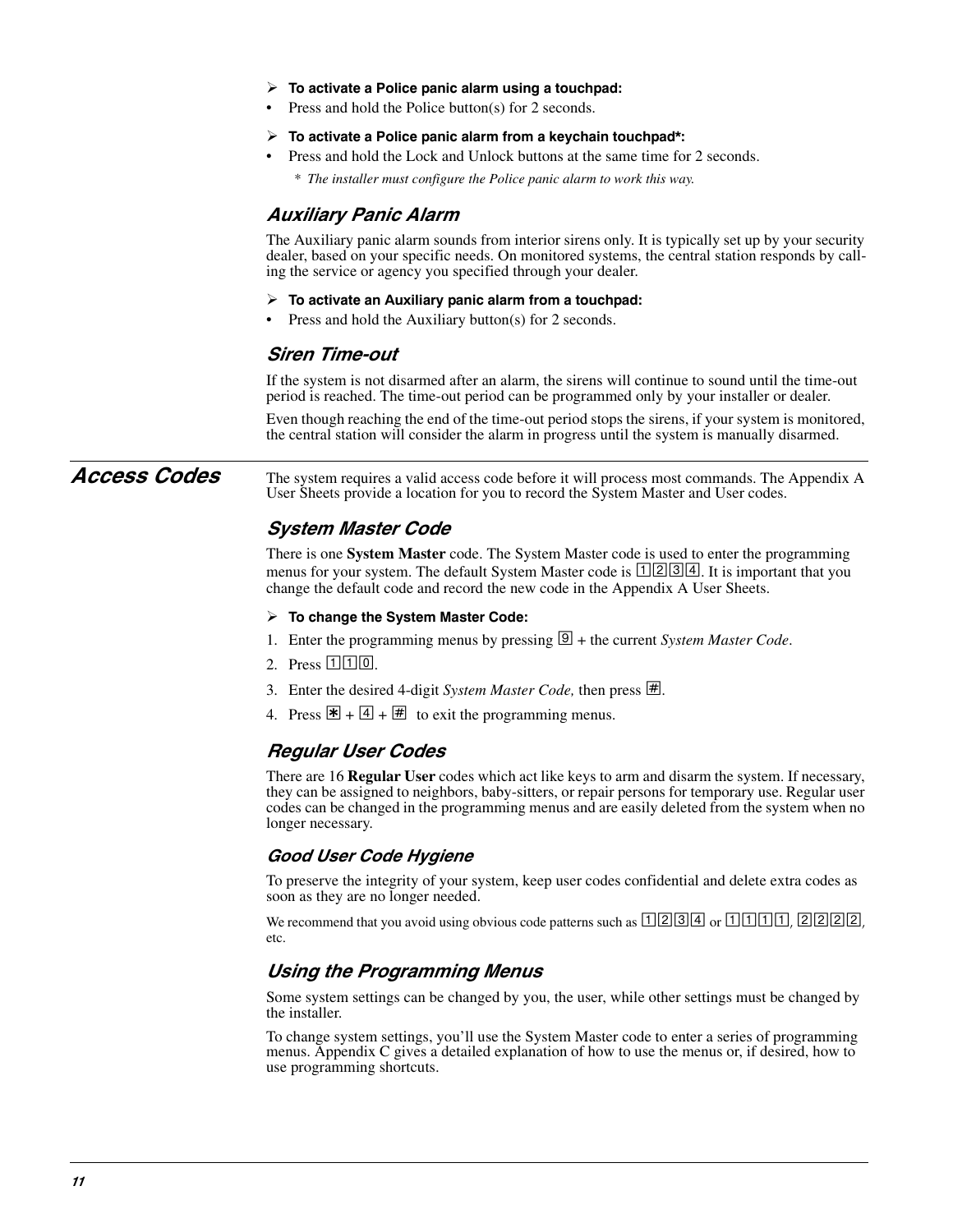➢ **To activate a Police panic alarm using a touchpad:**

- Press and hold the Police button(s) for 2 seconds.

➢ **To activate a Police panic alarm from a keychain touchpad*:**

- Press and hold the Lock and Unlock buttons at the same time for 2 seconds.

  * *The installer must configure the Police panic alarm to work this way.*

### Auxiliary Panic Alarm

The Auxiliary panic alarm sounds from interior sirens only. It is typically set up by your security dealer, based on your specific needs. On monitored systems, the central station responds by calling the service or agency you specified through your dealer.

➢ **To activate an Auxiliary panic alarm from a touchpad:**

- Press and hold the Auxiliary button(s) for 2 seconds.

### Siren Time-out

If the system is not disarmed after an alarm, the sirens will continue to sound until the time-out period is reached. The time-out period can be programmed only by your installer or dealer.

Even though reaching the end of the time-out period stops the sirens, if your system is monitored, the central station will consider the alarm in progress until the system is manually disarmed.

## Access Codes

The system requires a valid access code before it will process most commands. The Appendix A User Sheets provide a location for you to record the System Master and User codes.

### System Master Code

There is one **System Master** code. The System Master code is used to enter the programming menus for your system. The default System Master code is 1234. It is important that you change the default code and record the new code in the Appendix A User Sheets.

➢ **To change the System Master Code:**

1. Enter the programming menus by pressing 9 + the current *System Master Code*.
2. Press 110.
3. Enter the desired 4-digit *System Master Code,* then press #.
4. Press * + 4 + # to exit the programming menus.

### Regular User Codes

There are 16 **Regular User** codes which act like keys to arm and disarm the system. If necessary, they can be assigned to neighbors, baby-sitters, or repair persons for temporary use. Regular user codes can be changed in the programming menus and are easily deleted from the system when no longer necessary.

#### Good User Code Hygiene

To preserve the integrity of your system, keep user codes confidential and delete extra codes as soon as they are no longer needed.

We recommend that you avoid using obvious code patterns such as 1234 or 1111, 2222, etc.

### Using the Programming Menus

Some system settings can be changed by you, the user, while other settings must be changed by the installer.

To change system settings, you'll use the System Master code to enter a series of programming menus. Appendix C gives a detailed explanation of how to use the menus or, if desired, how to use programming shortcuts.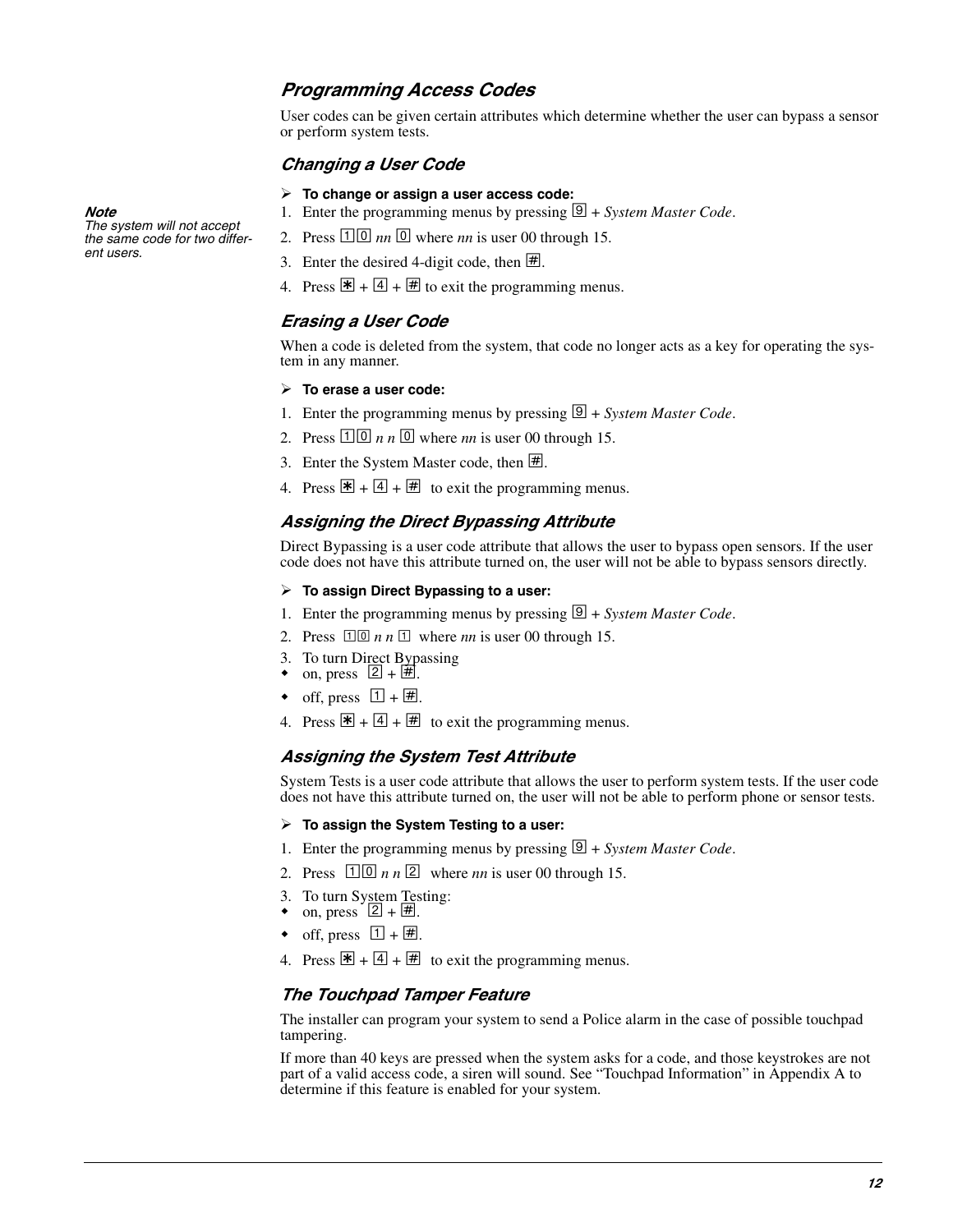## Programming Access Codes

User codes can be given certain attributes which determine whether the user can bypass a sensor or perform system tests.

### Changing a User Code

> ***Note***
> *The system will not accept the same code for two different users.*

➢ **To change or assign a user access code:**

1. Enter the programming menus by pressing 9 + *System Master Code*.
2. Press 1 0 *nn* 0 where *nn* is user 00 through 15.
3. Enter the desired 4-digit code, then #.
4. Press * + 4 + # to exit the programming menus.

### Erasing a User Code

When a code is deleted from the system, that code no longer acts as a key for operating the system in any manner.

➢ **To erase a user code:**

1. Enter the programming menus by pressing 9 + *System Master Code*.
2. Press 1 0 *n n* 0 where *nn* is user 00 through 15.
3. Enter the System Master code, then #.
4. Press * + 4 + # to exit the programming menus.

### Assigning the Direct Bypassing Attribute

Direct Bypassing is a user code attribute that allows the user to bypass open sensors. If the user code does not have this attribute turned on, the user will not be able to bypass sensors directly.

➢ **To assign Direct Bypassing to a user:**

1. Enter the programming menus by pressing 9 + *System Master Code*.
2. Press 1 0 *n n* 1 where *nn* is user 00 through 15.
3. To turn Direct Bypassing
   - on, press 2 + #.
   - off, press 1 + #.
4. Press * + 4 + # to exit the programming menus.

### Assigning the System Test Attribute

System Tests is a user code attribute that allows the user to perform system tests. If the user code does not have this attribute turned on, the user will not be able to perform phone or sensor tests.

➢ **To assign the System Testing to a user:**

1. Enter the programming menus by pressing 9 + *System Master Code*.
2. Press 1 0 *n n* 2 where *nn* is user 00 through 15.
3. To turn System Testing:
   - on, press 2 + #.
   - off, press 1 + #.
4. Press * + 4 + # to exit the programming menus.

### The Touchpad Tamper Feature

The installer can program your system to send a Police alarm in the case of possible touchpad tampering.

If more than 40 keys are pressed when the system asks for a code, and those keystrokes are not part of a valid access code, a siren will sound. See "Touchpad Information" in Appendix A to determine if this feature is enabled for your system.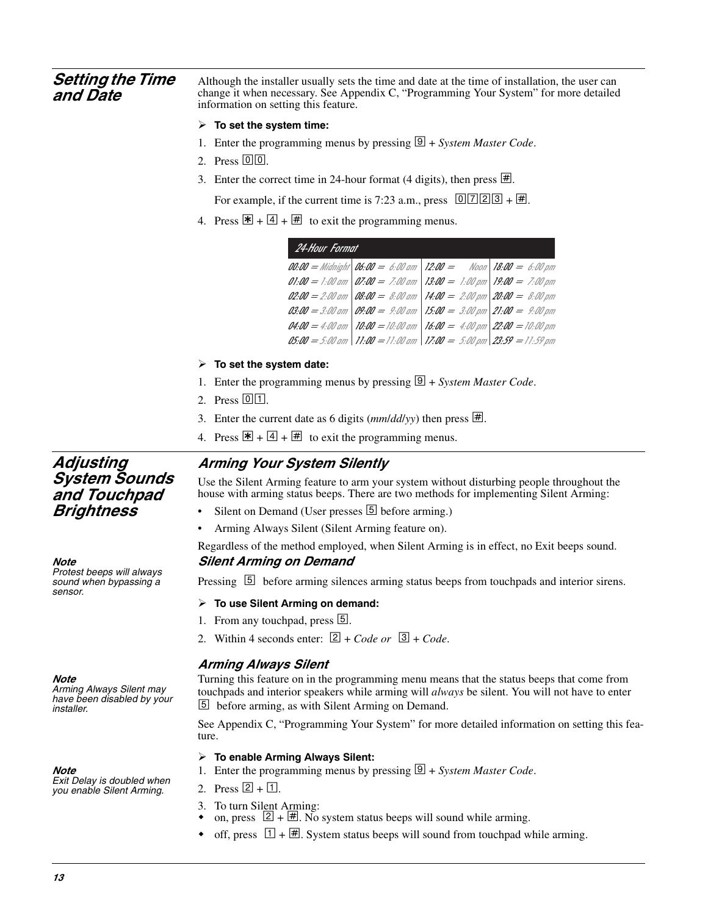## Setting the Time and Date

Although the installer usually sets the time and date at the time of installation, the user can change it when necessary. See Appendix C, "Programming Your System" for more detailed information on setting this feature.

➢ **To set the system time:**

1. Enter the programming menus by pressing 9 + *System Master Code*.
2. Press 00.
3. Enter the correct time in 24-hour format (4 digits), then press #.

   For example, if the current time is 7:23 a.m., press 0723 + #.

4. Press * + 4 + # to exit the programming menus.

| 24-Hour Format | | | |
|---|---|---|---|
| 00:00 = Midnight | 06:00 = 6:00 am | 12:00 = Noon | 18:00 = 6:00 pm |
| 01:00 = 1:00 am | 07:00 = 7:00 am | 13:00 = 1:00 pm | 19:00 = 7:00 pm |
| 02:00 = 2:00 am | 08:00 = 8:00 am | 14:00 = 2:00 pm | 20:00 = 8:00 pm |
| 03:00 = 3:00 am | 09:00 = 9:00 am | 15:00 = 3:00 pm | 21:00 = 9:00 pm |
| 04:00 = 4:00 am | 10:00 = 10:00 am | 16:00 = 4:00 pm | 22:00 = 10:00 pm |
| 05:00 = 5:00 am | 11:00 = 11:00 am | 17:00 = 5:00 pm | 23:59 = 11:59 pm |

➢ **To set the system date:**

1. Enter the programming menus by pressing 9 + *System Master Code*.
2. Press 01.
3. Enter the current date as 6 digits (*mm*/*dd*/*yy*) then press #.
4. Press * + 4 + # to exit the programming menus.

## Adjusting System Sounds and Touchpad Brightness

### Arming Your System Silently

Use the Silent Arming feature to arm your system without disturbing people throughout the house with arming status beeps. There are two methods for implementing Silent Arming:

- Silent on Demand (User presses 5 before arming.)
- Arming Always Silent (Silent Arming feature on).

Regardless of the method employed, when Silent Arming is in effect, no Exit beeps sound.

***Note***
*Protest beeps will always sound when bypassing a sensor.*

#### Silent Arming on Demand

Pressing 5 before arming silences arming status beeps from touchpads and interior sirens.

➢ **To use Silent Arming on demand:**

1. From any touchpad, press 5.
2. Within 4 seconds enter: 2 + *Code or* 3 + *Code*.

#### Arming Always Silent

***Note***
*Arming Always Silent may have been disabled by your installer.*

Turning this feature on in the programming menu means that the status beeps that come from touchpads and interior speakers while arming will *always* be silent. You will not have to enter 5 before arming, as with Silent Arming on Demand.

See Appendix C, "Programming Your System" for more detailed information on setting this feature.

***Note***
*Exit Delay is doubled when you enable Silent Arming.*

➢ **To enable Arming Always Silent:**

1. Enter the programming menus by pressing 9 + *System Master Code*.
2. Press 2 + 1.
3. To turn Silent Arming:
   - on, press 2 + #. No system status beeps will sound while arming.
   - off, press 1 + #. System status beeps will sound from touchpad while arming.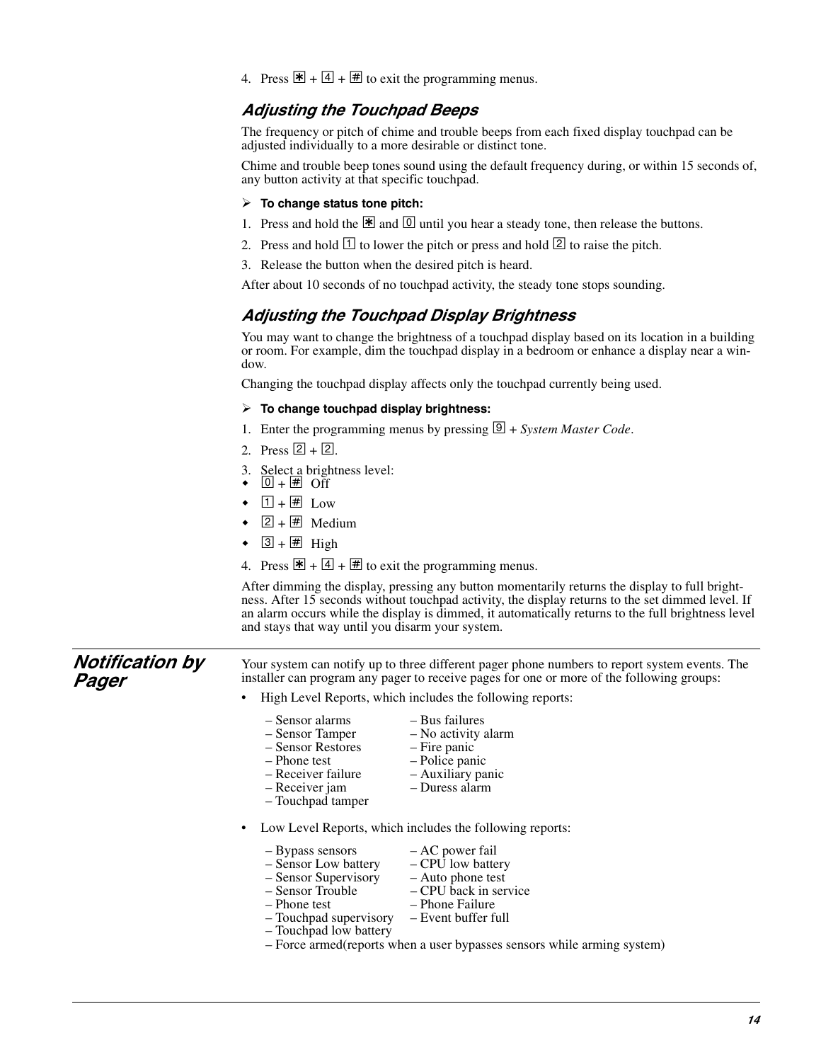4. Press * + 4 + # to exit the programming menus.

### Adjusting the Touchpad Beeps

The frequency or pitch of chime and trouble beeps from each fixed display touchpad can be adjusted individually to a more desirable or distinct tone.

Chime and trouble beep tones sound using the default frequency during, or within 15 seconds of, any button activity at that specific touchpad.

➢ **To change status tone pitch:**

1. Press and hold the * and 0 until you hear a steady tone, then release the buttons.
2. Press and hold 1 to lower the pitch or press and hold 2 to raise the pitch.
3. Release the button when the desired pitch is heard.

After about 10 seconds of no touchpad activity, the steady tone stops sounding.

### Adjusting the Touchpad Display Brightness

You may want to change the brightness of a touchpad display based on its location in a building or room. For example, dim the touchpad display in a bedroom or enhance a display near a window.

Changing the touchpad display affects only the touchpad currently being used.

➢ **To change touchpad display brightness:**

1. Enter the programming menus by pressing 9 + *System Master Code*.
2. Press 2 + 2.
3. Select a brightness level:
   - 0 + # Off
   - 1 + # Low
   - 2 + # Medium
   - 3 + # High
4. Press * + 4 + # to exit the programming menus.

After dimming the display, pressing any button momentarily returns the display to full brightness. After 15 seconds without touchpad activity, the display returns to the set dimmed level. If an alarm occurs while the display is dimmed, it automatically returns to the full brightness level and stays that way until you disarm your system.

## Notification by Pager

Your system can notify up to three different pager phone numbers to report system events. The installer can program any pager to receive pages for one or more of the following groups:

- High Level Reports, which includes the following reports:
  - – Sensor alarms
  - – Sensor Tamper
  - – Sensor Restores
  - – Phone test
  - – Receiver failure
  - – Receiver jam
  - – Touchpad tamper
  - – Bus failures
  - – No activity alarm
  - – Fire panic
  - – Police panic
  - – Auxiliary panic
  - – Duress alarm
- Low Level Reports, which includes the following reports:
  - – Bypass sensors
  - – Sensor Low battery
  - – Sensor Supervisory
  - – Sensor Trouble
  - – Phone test
  - – Touchpad supervisory
  - – Touchpad low battery
  - – AC power fail
  - – CPU low battery
  - – Auto phone test
  - – CPU back in service
  - – Phone Failure
  - – Event buffer full
  - – Force armed(reports when a user bypasses sensors while arming system)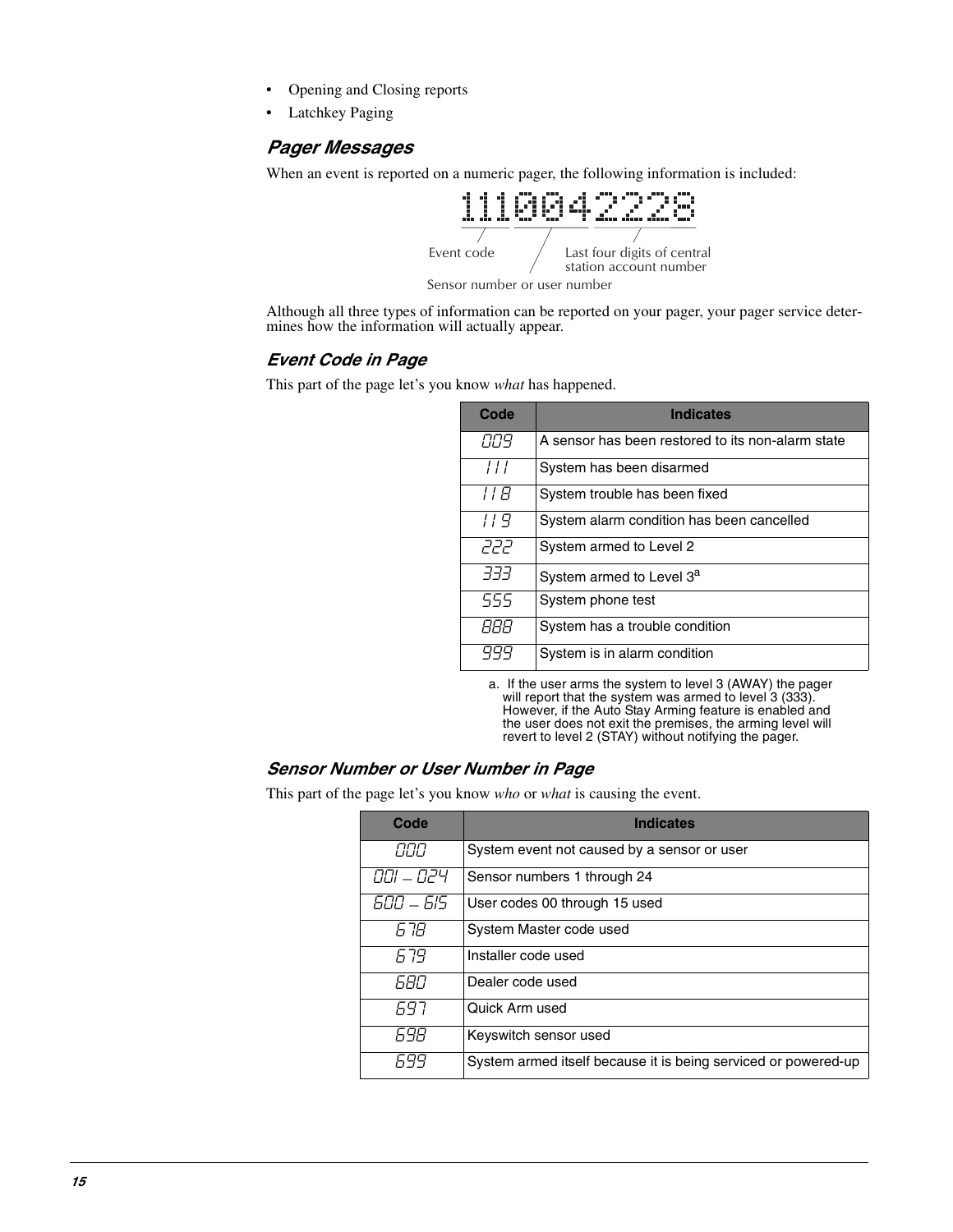- Opening and Closing reports
- Latchkey Paging

## Pager Messages

When an event is reported on a numeric pager, the following information is included:

```
1110042228
```

Event code — Sensor number or user number — Last four digits of central station account number

Although all three types of information can be reported on your pager, your pager service determines how the information will actually appear.

### Event Code in Page

This part of the page let's you know *what* has happened.

| Code | Indicates |
|---|---|
| 009 | A sensor has been restored to its non-alarm state |
| 111 | System has been disarmed |
| 118 | System trouble has been fixed |
| 119 | System alarm condition has been cancelled |
| 222 | System armed to Level 2 |
| 333 | System armed to Level 3[a] |
| 555 | System phone test |
| 888 | System has a trouble condition |
| 999 | System is in alarm condition |

a. If the user arms the system to level 3 (AWAY) the pager will report that the system was armed to level 3 (333). However, if the Auto Stay Arming feature is enabled and the user does not exit the premises, the arming level will revert to level 2 (STAY) without notifying the pager.

### Sensor Number or User Number in Page

This part of the page let's you know *who* or *what* is causing the event.

| Code | Indicates |
|---|---|
| 000 | System event not caused by a sensor or user |
| 001 – 024 | Sensor numbers 1 through 24 |
| 600 – 615 | User codes 00 through 15 used |
| 678 | System Master code used |
| 679 | Installer code used |
| 680 | Dealer code used |
| 697 | Quick Arm used |
| 698 | Keyswitch sensor used |
| 699 | System armed itself because it is being serviced or powered-up |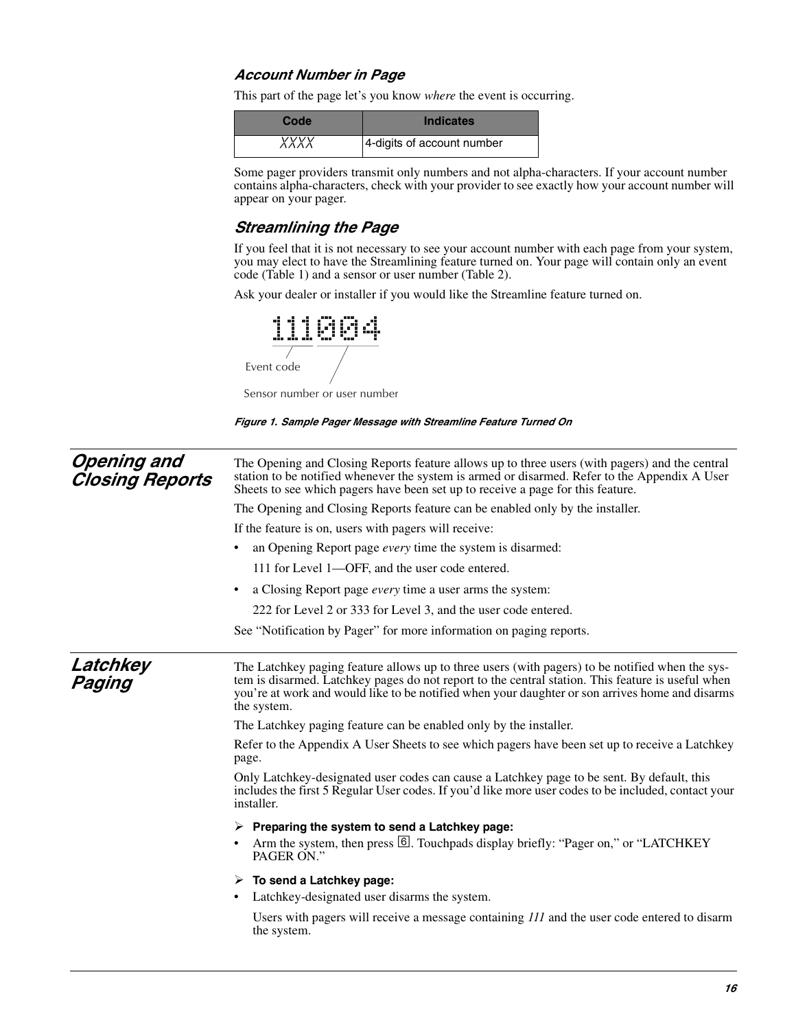### *Account Number in Page*

This part of the page let's you know *where* the event is occurring.

| Code | Indicates |
|---|---|
| XXXX | 4-digits of account number |

Some pager providers transmit only numbers and not alpha-characters. If your account number contains alpha-characters, check with your provider to see exactly how your account number will appear on your pager.

### *Streamlining the Page*

If you feel that it is not necessary to see your account number with each page from your system, you may elect to have the Streamlining feature turned on. Your page will contain only an event code (Table 1) and a sensor or user number (Table 2).

Ask your dealer or installer if you would like the Streamline feature turned on.

111 004

Event code

Sensor number or user number

*Figure 1. Sample Pager Message with Streamline Feature Turned On*

## *Opening and Closing Reports*

The Opening and Closing Reports feature allows up to three users (with pagers) and the central station to be notified whenever the system is armed or disarmed. Refer to the Appendix A User Sheets to see which pagers have been set up to receive a page for this feature.

The Opening and Closing Reports feature can be enabled only by the installer.

If the feature is on, users with pagers will receive:

- an Opening Report page *every* time the system is disarmed:

  111 for Level 1—OFF, and the user code entered.

- a Closing Report page *every* time a user arms the system:

  222 for Level 2 or 333 for Level 3, and the user code entered.

See "Notification by Pager" for more information on paging reports.

## *Latchkey Paging*

The Latchkey paging feature allows up to three users (with pagers) to be notified when the system is disarmed. Latchkey pages do not report to the central station. This feature is useful when you're at work and would like to be notified when your daughter or son arrives home and disarms the system.

The Latchkey paging feature can be enabled only by the installer.

Refer to the Appendix A User Sheets to see which pagers have been set up to receive a Latchkey page.

Only Latchkey-designated user codes can cause a Latchkey page to be sent. By default, this includes the first 5 Regular User codes. If you'd like more user codes to be included, contact your installer.

➢ **Preparing the system to send a Latchkey page:**

- Arm the system, then press [6]. Touchpads display briefly: "Pager on," or "LATCHKEY PAGER ON."

➢ **To send a Latchkey page:**

- Latchkey-designated user disarms the system.

  Users with pagers will receive a message containing *111* and the user code entered to disarm the system.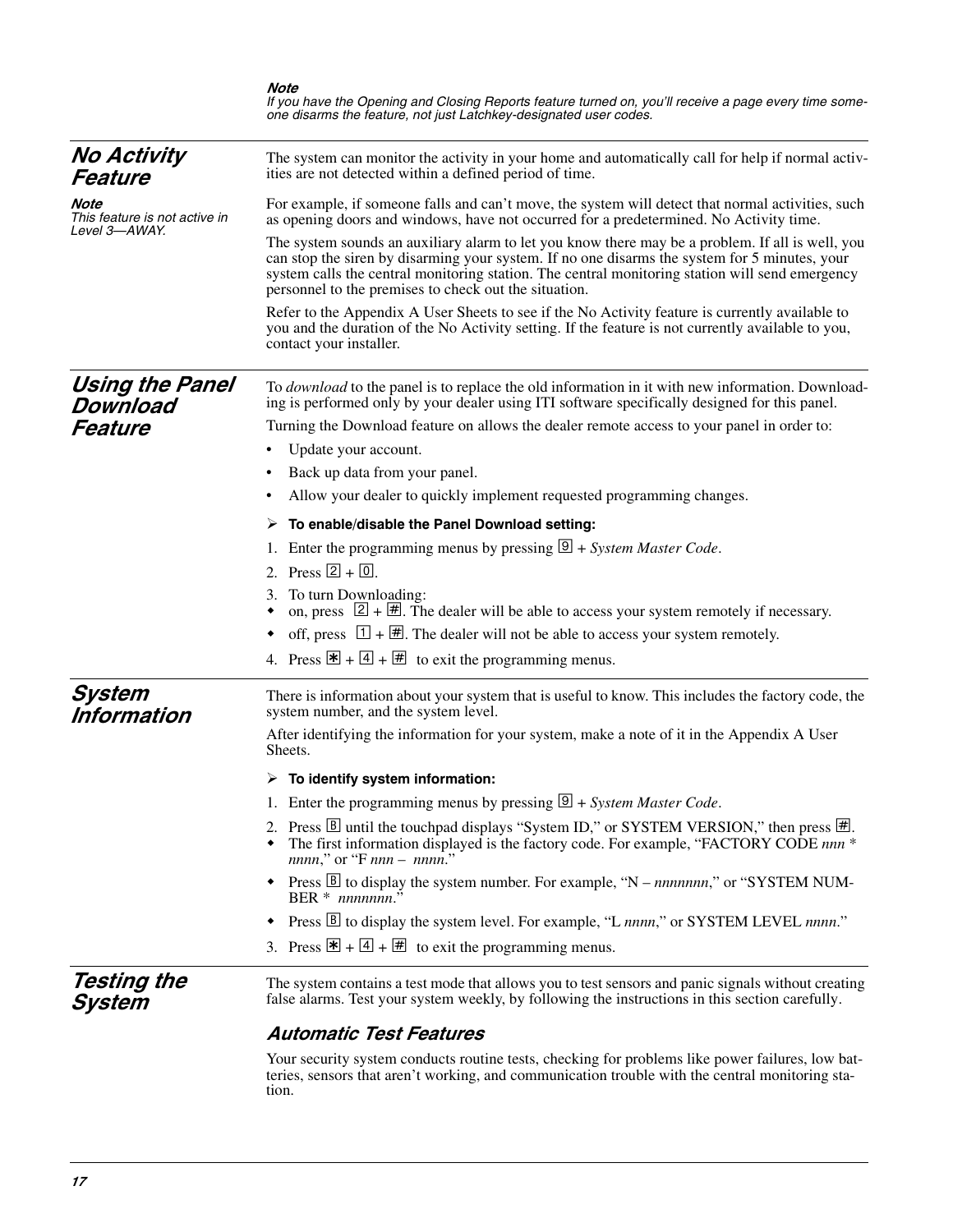**Note**
*If you have the Opening and Closing Reports feature turned on, you'll receive a page every time someone disarms the feature, not just Latchkey-designated user codes.*

## No Activity Feature

**Note**
*This feature is not active in Level 3—AWAY.*

The system can monitor the activity in your home and automatically call for help if normal activities are not detected within a defined period of time.

For example, if someone falls and can't move, the system will detect that normal activities, such as opening doors and windows, have not occurred for a predetermined. No Activity time.

The system sounds an auxiliary alarm to let you know there may be a problem. If all is well, you can stop the siren by disarming your system. If no one disarms the system for 5 minutes, your system calls the central monitoring station. The central monitoring station will send emergency personnel to the premises to check out the situation.

Refer to the Appendix A User Sheets to see if the No Activity feature is currently available to you and the duration of the No Activity setting. If the feature is not currently available to you, contact your installer.

## Using the Panel Download Feature

To *download* to the panel is to replace the old information in it with new information. Downloading is performed only by your dealer using ITI software specifically designed for this panel.

Turning the Download feature on allows the dealer remote access to your panel in order to:

- Update your account.
- Back up data from your panel.
- Allow your dealer to quickly implement requested programming changes.

➢ **To enable/disable the Panel Download setting:**

1. Enter the programming menus by pressing 9 + *System Master Code*.
2. Press 2 + 0.
3. To turn Downloading:
   - on, press 2 + #. The dealer will be able to access your system remotely if necessary.
   - off, press 1 + #. The dealer will not be able to access your system remotely.
4. Press * + 4 + # to exit the programming menus.

## System Information

There is information about your system that is useful to know. This includes the factory code, the system number, and the system level.

After identifying the information for your system, make a note of it in the Appendix A User Sheets.

➢ **To identify system information:**

1. Enter the programming menus by pressing 9 + *System Master Code*.
2. Press B until the touchpad displays "System ID," or SYSTEM VERSION," then press #.
   - The first information displayed is the factory code. For example, "FACTORY CODE *nnn* * *nnnn*," or "F *nnn* – *nnnn*."
   - Press B to display the system number. For example, "N – *nnnnnnn*," or "SYSTEM NUMBER * *nnnnnnn*."
   - Press B to display the system level. For example, "L *nnnn*," or SYSTEM LEVEL *nnnn*."
3. Press * + 4 + # to exit the programming menus.

## Testing the System

The system contains a test mode that allows you to test sensors and panic signals without creating false alarms. Test your system weekly, by following the instructions in this section carefully.

### Automatic Test Features

Your security system conducts routine tests, checking for problems like power failures, low batteries, sensors that aren't working, and communication trouble with the central monitoring station.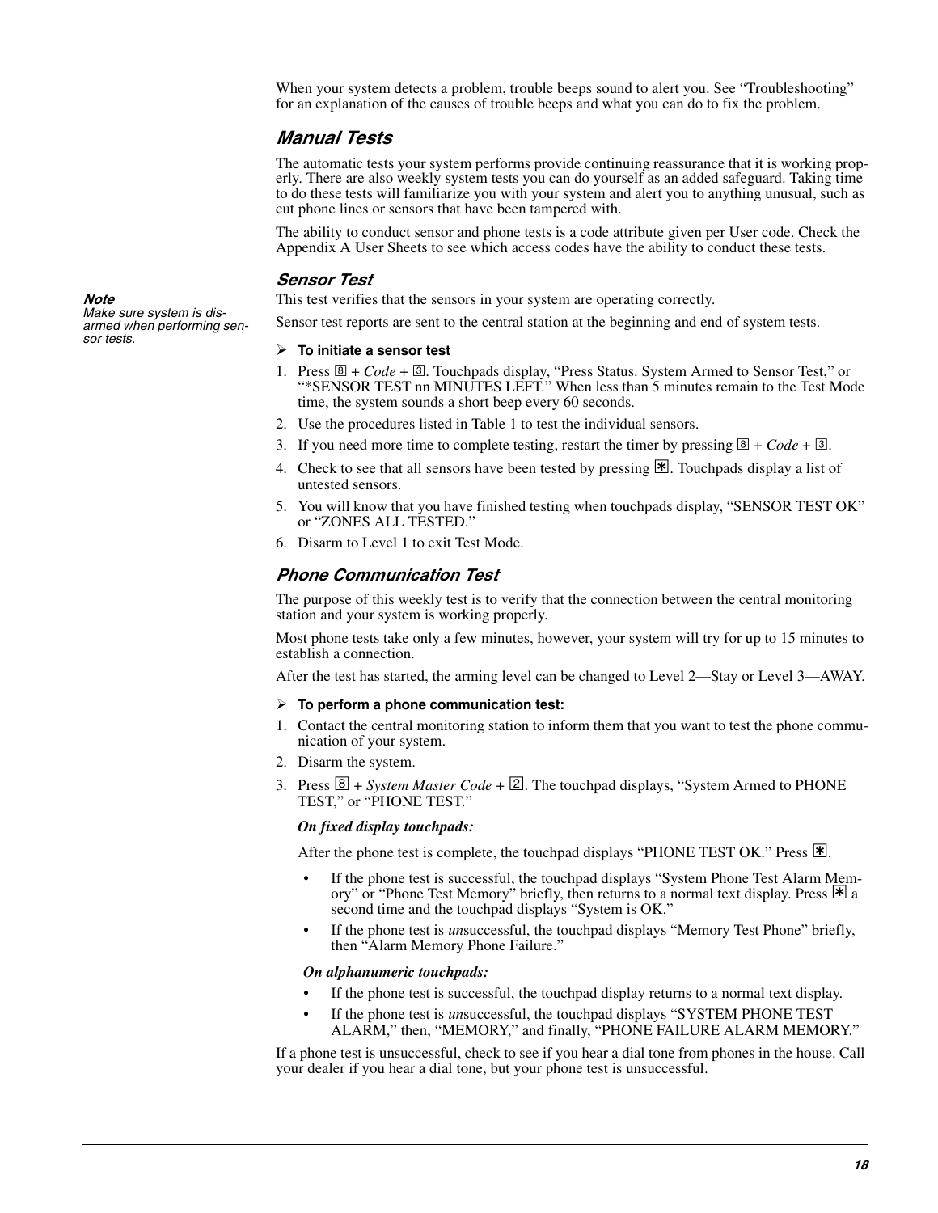When your system detects a problem, trouble beeps sound to alert you. See "Troubleshooting" for an explanation of the causes of trouble beeps and what you can do to fix the problem.

## Manual Tests

The automatic tests your system performs provide continuing reassurance that it is working properly. There are also weekly system tests you can do yourself as an added safeguard. Taking time to do these tests will familiarize you with your system and alert you to anything unusual, such as cut phone lines or sensors that have been tampered with.

The ability to conduct sensor and phone tests is a code attribute given per User code. Check the Appendix A User Sheets to see which access codes have the ability to conduct these tests.

### Sensor Test

***Note***
*Make sure system is disarmed when performing sensor tests.*

This test verifies that the sensors in your system are operating correctly.

Sensor test reports are sent to the central station at the beginning and end of system tests.

➢ **To initiate a sensor test**

1. Press 8 + *Code* + 3. Touchpads display, "Press Status. System Armed to Sensor Test," or "*SENSOR TEST nn MINUTES LEFT." When less than 5 minutes remain to the Test Mode time, the system sounds a short beep every 60 seconds.
2. Use the procedures listed in Table 1 to test the individual sensors.
3. If you need more time to complete testing, restart the timer by pressing 8 + *Code* + 3.
4. Check to see that all sensors have been tested by pressing *. Touchpads display a list of untested sensors.
5. You will know that you have finished testing when touchpads display, "SENSOR TEST OK" or "ZONES ALL TESTED."
6. Disarm to Level 1 to exit Test Mode.

### Phone Communication Test

The purpose of this weekly test is to verify that the connection between the central monitoring station and your system is working properly.

Most phone tests take only a few minutes, however, your system will try for up to 15 minutes to establish a connection.

After the test has started, the arming level can be changed to Level 2—Stay or Level 3—AWAY.

➢ **To perform a phone communication test:**

1. Contact the central monitoring station to inform them that you want to test the phone communication of your system.
2. Disarm the system.
3. Press 8 + *System Master Code* + 2. The touchpad displays, "System Armed to PHONE TEST," or "PHONE TEST."

   ***On fixed display touchpads:***

   After the phone test is complete, the touchpad displays "PHONE TEST OK." Press *.

   - If the phone test is successful, the touchpad displays "System Phone Test Alarm Memory" or "Phone Test Memory" briefly, then returns to a normal text display. Press * a second time and the touchpad displays "System is OK."
   - If the phone test is *un*successful, the touchpad displays "Memory Test Phone" briefly, then "Alarm Memory Phone Failure."

   ***On alphanumeric touchpads:***

   - If the phone test is successful, the touchpad display returns to a normal text display.
   - If the phone test is *un*successful, the touchpad displays "SYSTEM PHONE TEST ALARM," then, "MEMORY," and finally, "PHONE FAILURE ALARM MEMORY."

If a phone test is unsuccessful, check to see if you hear a dial tone from phones in the house. Call your dealer if you hear a dial tone, but your phone test is unsuccessful.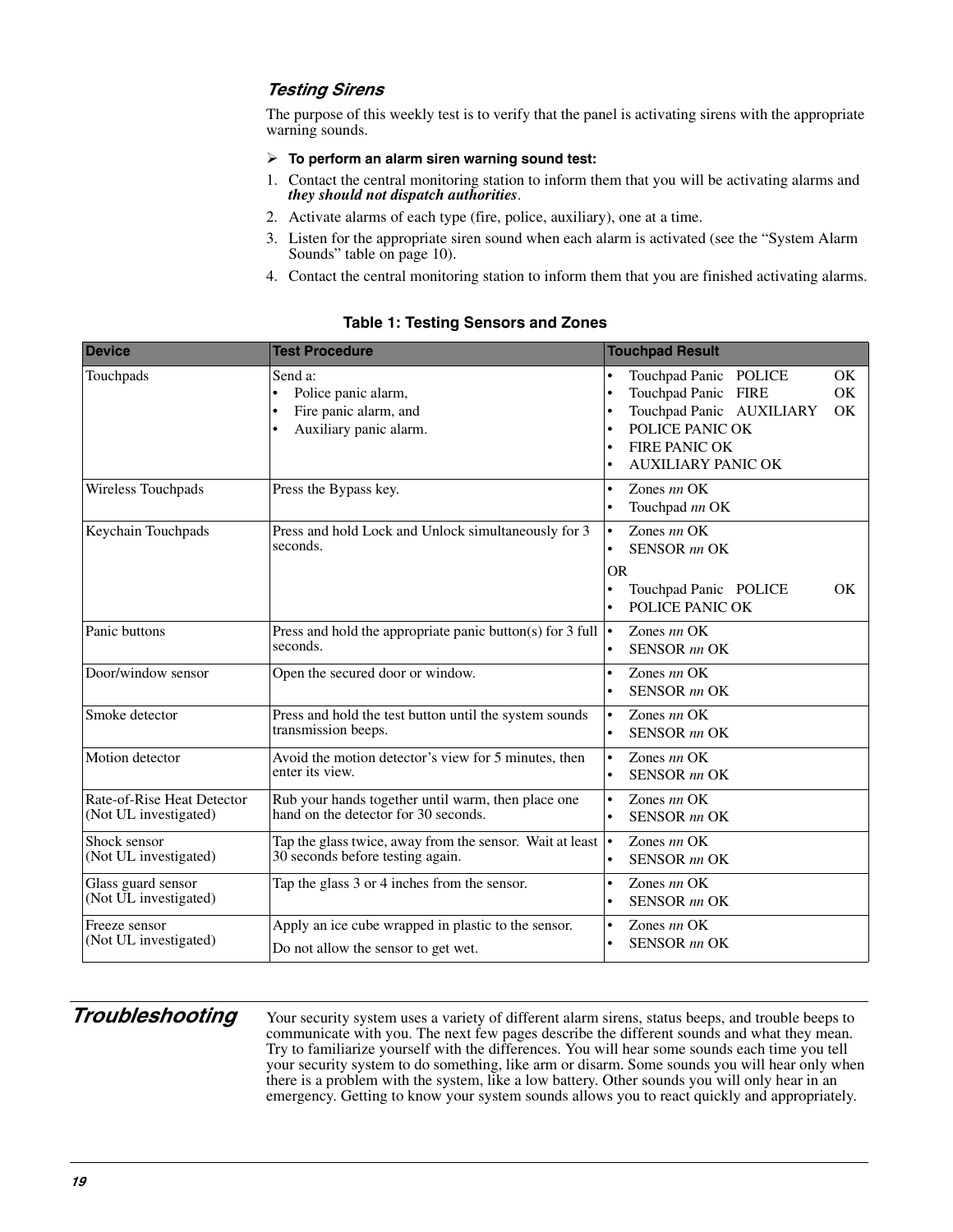### *Testing Sirens*

The purpose of this weekly test is to verify that the panel is activating sirens with the appropriate warning sounds.

➢ **To perform an alarm siren warning sound test:**

1. Contact the central monitoring station to inform them that you will be activating alarms and ***they should not dispatch authorities***.
2. Activate alarms of each type (fire, police, auxiliary), one at a time.
3. Listen for the appropriate siren sound when each alarm is activated (see the "System Alarm Sounds" table on page 10).
4. Contact the central monitoring station to inform them that you are finished activating alarms.

**Table 1: Testing Sensors and Zones**

| Device | Test Procedure | Touchpad Result |
|---|---|---|
| Touchpads | Send a:<br>• Police panic alarm,<br>• Fire panic alarm, and<br>• Auxiliary panic alarm. | • Touchpad Panic POLICE OK<br>• Touchpad Panic FIRE OK<br>• Touchpad Panic AUXILIARY OK<br>• POLICE PANIC OK<br>• FIRE PANIC OK<br>• AUXILIARY PANIC OK |
| Wireless Touchpads | Press the Bypass key. | • Zones *nn* OK<br>• Touchpad *nn* OK |
| Keychain Touchpads | Press and hold Lock and Unlock simultaneously for 3 seconds. | • Zones *nn* OK<br>• SENSOR *nn* OK<br>OR<br>• Touchpad Panic POLICE OK<br>• POLICE PANIC OK |
| Panic buttons | Press and hold the appropriate panic button(s) for 3 full seconds. | • Zones *nn* OK<br>• SENSOR *nn* OK |
| Door/window sensor | Open the secured door or window. | • Zones *nn* OK<br>• SENSOR *nn* OK |
| Smoke detector | Press and hold the test button until the system sounds transmission beeps. | • Zones *nn* OK<br>• SENSOR *nn* OK |
| Motion detector | Avoid the motion detector's view for 5 minutes, then enter its view. | • Zones *nn* OK<br>• SENSOR *nn* OK |
| Rate-of-Rise Heat Detector (Not UL investigated) | Rub your hands together until warm, then place one hand on the detector for 30 seconds. | • Zones *nn* OK<br>• SENSOR *nn* OK |
| Shock sensor (Not UL investigated) | Tap the glass twice, away from the sensor. Wait at least 30 seconds before testing again. | • Zones *nn* OK<br>• SENSOR *nn* OK |
| Glass guard sensor (Not UL investigated) | Tap the glass 3 or 4 inches from the sensor. | • Zones *nn* OK<br>• SENSOR *nn* OK |
| Freeze sensor (Not UL investigated) | Apply an ice cube wrapped in plastic to the sensor.<br>Do not allow the sensor to get wet. | • Zones *nn* OK<br>• SENSOR *nn* OK |

## *Troubleshooting*

Your security system uses a variety of different alarm sirens, status beeps, and trouble beeps to communicate with you. The next few pages describe the different sounds and what they mean. Try to familiarize yourself with the differences. You will hear some sounds each time you tell your security system to do something, like arm or disarm. Some sounds you will hear only when there is a problem with the system, like a low battery. Other sounds you will only hear in an emergency. Getting to know your system sounds allows you to react quickly and appropriately.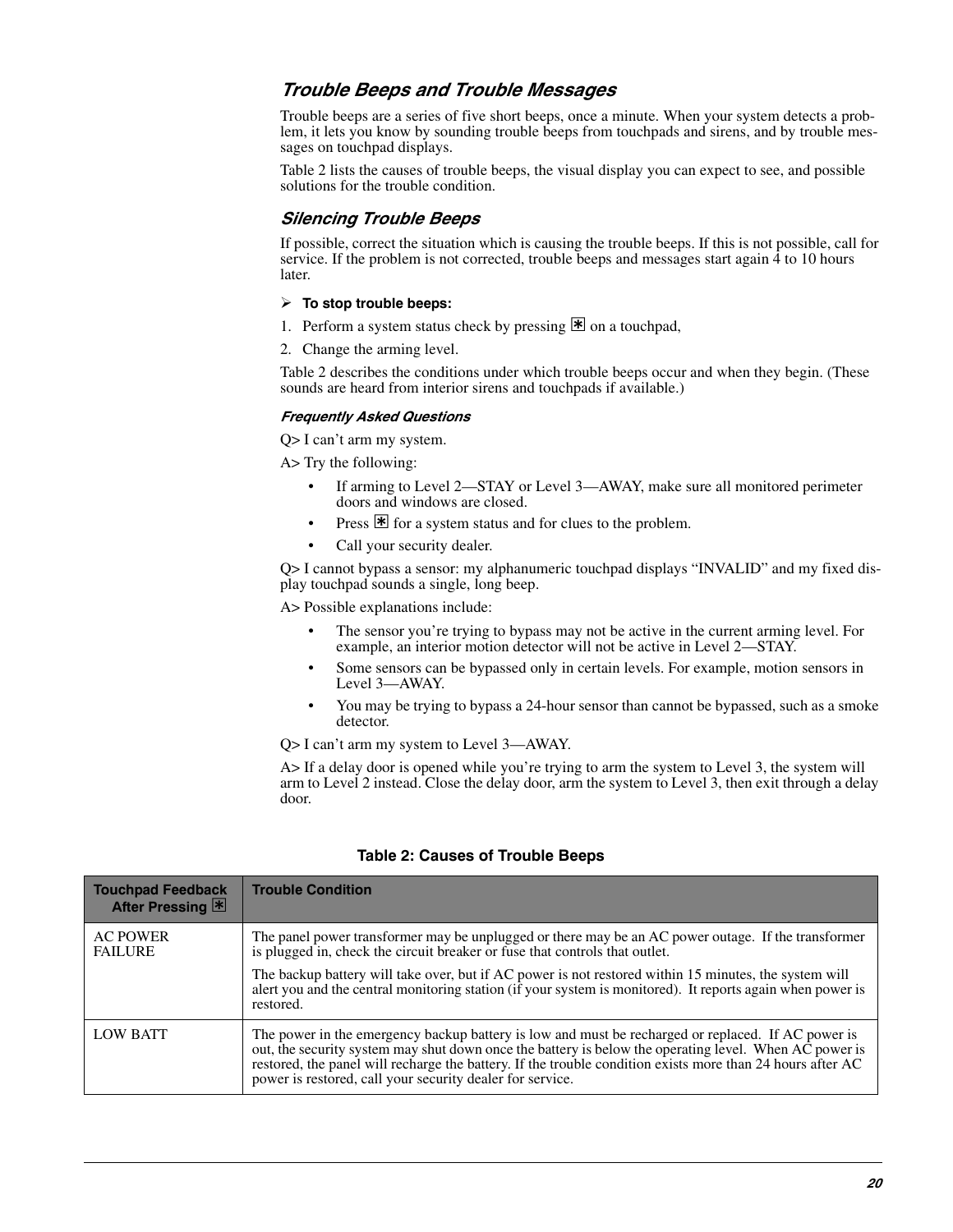## Trouble Beeps and Trouble Messages

Trouble beeps are a series of five short beeps, once a minute. When your system detects a problem, it lets you know by sounding trouble beeps from touchpads and sirens, and by trouble messages on touchpad displays.

Table 2 lists the causes of trouble beeps, the visual display you can expect to see, and possible solutions for the trouble condition.

### Silencing Trouble Beeps

If possible, correct the situation which is causing the trouble beeps. If this is not possible, call for service. If the problem is not corrected, trouble beeps and messages start again 4 to 10 hours later.

➢ **To stop trouble beeps:**

1. Perform a system status check by pressing * on a touchpad,
2. Change the arming level.

Table 2 describes the conditions under which trouble beeps occur and when they begin. (These sounds are heard from interior sirens and touchpads if available.)

#### *Frequently Asked Questions*

Q> I can't arm my system.

A> Try the following:

- If arming to Level 2—STAY or Level 3—AWAY, make sure all monitored perimeter doors and windows are closed.
- Press * for a system status and for clues to the problem.
- Call your security dealer.

Q> I cannot bypass a sensor: my alphanumeric touchpad displays "INVALID" and my fixed display touchpad sounds a single, long beep.

A> Possible explanations include:

- The sensor you're trying to bypass may not be active in the current arming level. For example, an interior motion detector will not be active in Level 2—STAY.
- Some sensors can be bypassed only in certain levels. For example, motion sensors in Level 3—AWAY.
- You may be trying to bypass a 24-hour sensor than cannot be bypassed, such as a smoke detector.

Q> I can't arm my system to Level 3—AWAY.

A> If a delay door is opened while you're trying to arm the system to Level 3, the system will arm to Level 2 instead. Close the delay door, arm the system to Level 3, then exit through a delay door.

**Table 2: Causes of Trouble Beeps**

| Touchpad Feedback After Pressing * | Trouble Condition |
|---|---|
| AC POWER FAILURE | The panel power transformer may be unplugged or there may be an AC power outage. If the transformer is plugged in, check the circuit breaker or fuse that controls that outlet.<br><br>The backup battery will take over, but if AC power is not restored within 15 minutes, the system will alert you and the central monitoring station (if your system is monitored). It reports again when power is restored. |
| LOW BATT | The power in the emergency backup battery is low and must be recharged or replaced. If AC power is out, the security system may shut down once the battery is below the operating level. When AC power is restored, the panel will recharge the battery. If the trouble condition exists more than 24 hours after AC power is restored, call your security dealer for service. |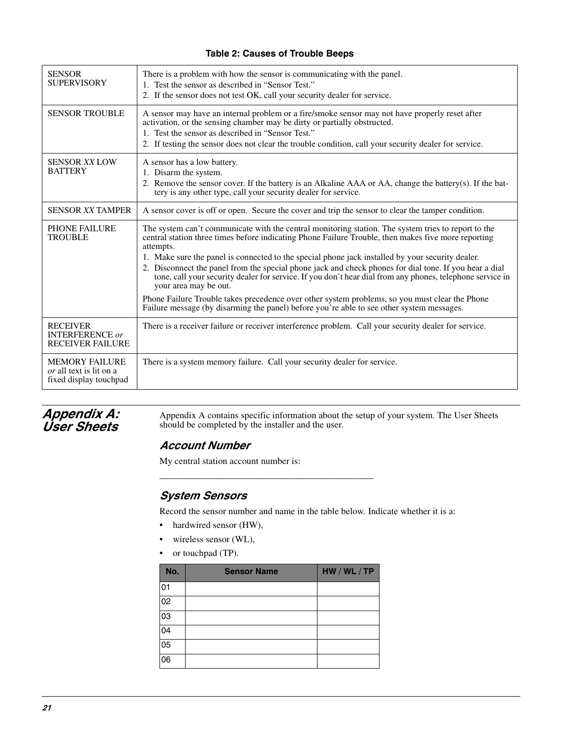**Table 2: Causes of Trouble Beeps**

| | |
|---|---|
| SENSOR SUPERVISORY | There is a problem with how the sensor is communicating with the panel.<br>1. Test the sensor as described in "Sensor Test."<br>2. If the sensor does not test OK, call your security dealer for service. |
| SENSOR TROUBLE | A sensor may have an internal problem or a fire/smoke sensor may not have properly reset after activation, or the sensing chamber may be dirty or partially obstructed.<br>1. Test the sensor as described in "Sensor Test."<br>2. If testing the sensor does not clear the trouble condition, call your security dealer for service. |
| SENSOR *XX* LOW BATTERY | A sensor has a low battery.<br>1. Disarm the system.<br>2. Remove the sensor cover. If the battery is an Alkaline AAA or AA, change the battery(s). If the battery is any other type, call your security dealer for service. |
| SENSOR *XX* TAMPER | A sensor cover is off or open. Secure the cover and trip the sensor to clear the tamper condition. |
| PHONE FAILURE TROUBLE | The system can't communicate with the central monitoring station. The system tries to report to the central station three times before indicating Phone Failure Trouble, then makes five more reporting attempts.<br>1. Make sure the panel is connected to the special phone jack installed by your security dealer.<br>2. Disconnect the panel from the special phone jack and check phones for dial tone. If you hear a dial tone, call your security dealer for service. If you don't hear dial from any phones, telephone service in your area may be out.<br>Phone Failure Trouble takes precedence over other system problems, so you must clear the Phone Failure message (by disarming the panel) before you're able to see other system messages. |
| RECEIVER INTERFERENCE *or* RECEIVER FAILURE | There is a receiver failure or receiver interference problem. Call your security dealer for service. |
| MEMORY FAILURE *or* all text is lit on a fixed display touchpad | There is a system memory failure. Call your security dealer for service. |

# Appendix A: User Sheets

Appendix A contains specific information about the setup of your system. The User Sheets should be completed by the installer and the user.

## Account Number

My central station account number is:

______________________________________________

## System Sensors

Record the sensor number and name in the table below. Indicate whether it is a:

- hardwired sensor (HW),
- wireless sensor (WL),
- or touchpad (TP).

| No. | Sensor Name | HW / WL / TP |
|---|---|---|
| 01 | | |
| 02 | | |
| 03 | | |
| 04 | | |
| 05 | | |
| 06 | | |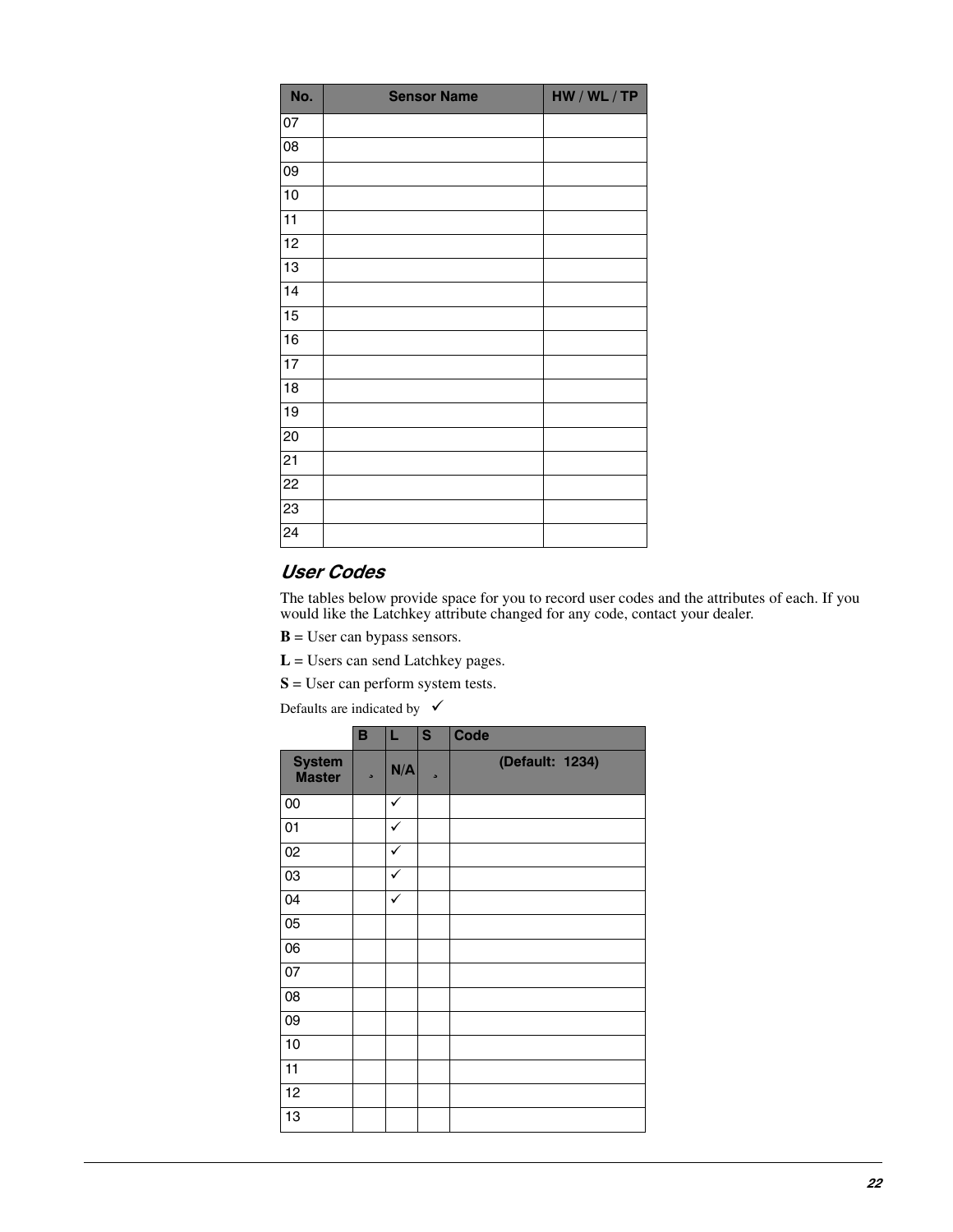| No. | Sensor Name | HW / WL / TP |
|---|---|---|
| 07 | | |
| 08 | | |
| 09 | | |
| 10 | | |
| 11 | | |
| 12 | | |
| 13 | | |
| 14 | | |
| 15 | | |
| 16 | | |
| 17 | | |
| 18 | | |
| 19 | | |
| 20 | | |
| 21 | | |
| 22 | | |
| 23 | | |
| 24 | | |

## *User Codes*

The tables below provide space for you to record user codes and the attributes of each. If you would like the Latchkey attribute changed for any code, contact your dealer.

**B** = User can bypass sensors.

**L** = Users can send Latchkey pages.

**S** = User can perform system tests.

Defaults are indicated by ✓

| | B | L | S | Code |
|---|---|---|---|---|
| System Master | ✓ | N/A | ✓ | (Default: 1234) |
| 00 | | ✓ | | |
| 01 | | ✓ | | |
| 02 | | ✓ | | |
| 03 | | ✓ | | |
| 04 | | ✓ | | |
| 05 | | | | |
| 06 | | | | |
| 07 | | | | |
| 08 | | | | |
| 09 | | | | |
| 10 | | | | |
| 11 | | | | |
| 12 | | | | |
| 13 | | | | |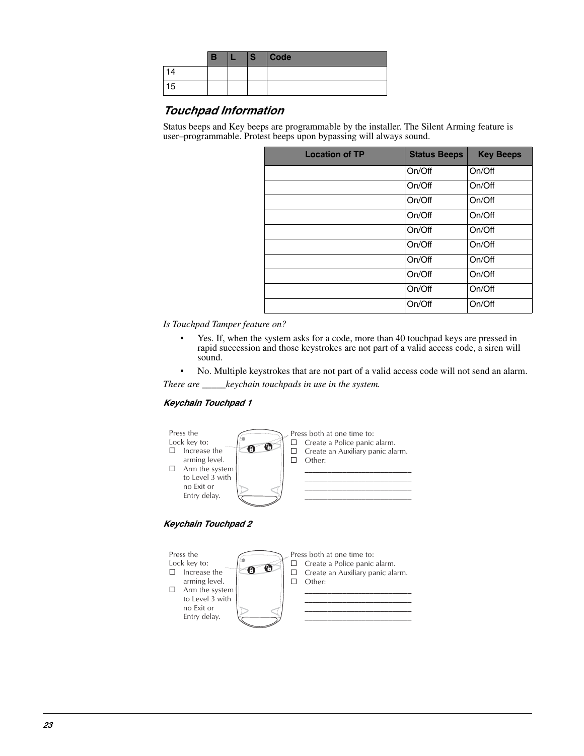| | B | L | S | Code |
|---|---|---|---|---|
| 14 | | | | |
| 15 | | | | |

## *Touchpad Information*

Status beeps and Key beeps are programmable by the installer. The Silent Arming feature is user–programmable. Protest beeps upon bypassing will always sound.

| Location of TP | Status Beeps | Key Beeps |
|---|---|---|
| | On/Off | On/Off |
| | On/Off | On/Off |
| | On/Off | On/Off |
| | On/Off | On/Off |
| | On/Off | On/Off |
| | On/Off | On/Off |
| | On/Off | On/Off |
| | On/Off | On/Off |
| | On/Off | On/Off |
| | On/Off | On/Off |

*Is Touchpad Tamper feature on?*

- Yes. If, when the system asks for a code, more than 40 touchpad keys are pressed in rapid succession and those keystrokes are not part of a valid access code, a siren will sound.
- No. Multiple keystrokes that are not part of a valid access code will not send an alarm.

*There are _____keychain touchpads in use in the system.*

### *Keychain Touchpad 1*

Press the Lock key to:
- ☐ Increase the arming level.
- ☐ Arm the system to Level 3 with no Exit or Entry delay.

Press both at one time to:
- ☐ Create a Police panic alarm.
- ☐ Create an Auxiliary panic alarm.
- ☐ Other:

__________________________
__________________________
__________________________
__________________________

### *Keychain Touchpad 2*

Press the Lock key to:
- ☐ Increase the arming level.
- ☐ Arm the system to Level 3 with no Exit or Entry delay.

Press both at one time to:
- ☐ Create a Police panic alarm.
- ☐ Create an Auxiliary panic alarm.
- ☐ Other:

__________________________
__________________________
__________________________
__________________________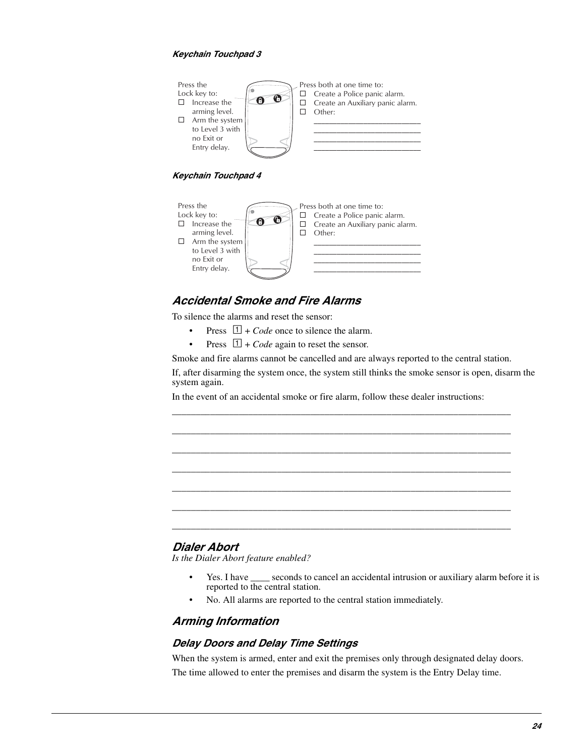### Keychain Touchpad 3

Press the Lock key to:

- ☐ Increase the arming level.
- ☐ Arm the system to Level 3 with no Exit or Entry delay.

Press both at one time to:

- ☐ Create a Police panic alarm.
- ☐ Create an Auxiliary panic alarm.
- ☐ Other:

  ___________________________

  ___________________________

  ___________________________

  ___________________________

### Keychain Touchpad 4

Press the Lock key to:

- ☐ Increase the arming level.
- ☐ Arm the system to Level 3 with no Exit or Entry delay.

Press both at one time to:

- ☐ Create a Police panic alarm.
- ☐ Create an Auxiliary panic alarm.
- ☐ Other:

  ___________________________

  ___________________________

  ___________________________

  ___________________________

## Accidental Smoke and Fire Alarms

To silence the alarms and reset the sensor:

- Press 1 + *Code* once to silence the alarm.
- Press 1 + *Code* again to reset the sensor.

Smoke and fire alarms cannot be cancelled and are always reported to the central station.

If, after disarming the system once, the system still thinks the smoke sensor is open, disarm the system again.

In the event of an accidental smoke or fire alarm, follow these dealer instructions:

___________________________________________________________________________

___________________________________________________________________________

___________________________________________________________________________

___________________________________________________________________________

___________________________________________________________________________

___________________________________________________________________________

___________________________________________________________________________

## Dialer Abort

*Is the Dialer Abort feature enabled?*

- Yes. I have ____ seconds to cancel an accidental intrusion or auxiliary alarm before it is reported to the central station.
- No. All alarms are reported to the central station immediately.

## Arming Information

### Delay Doors and Delay Time Settings

When the system is armed, enter and exit the premises only through designated delay doors.

The time allowed to enter the premises and disarm the system is the Entry Delay time.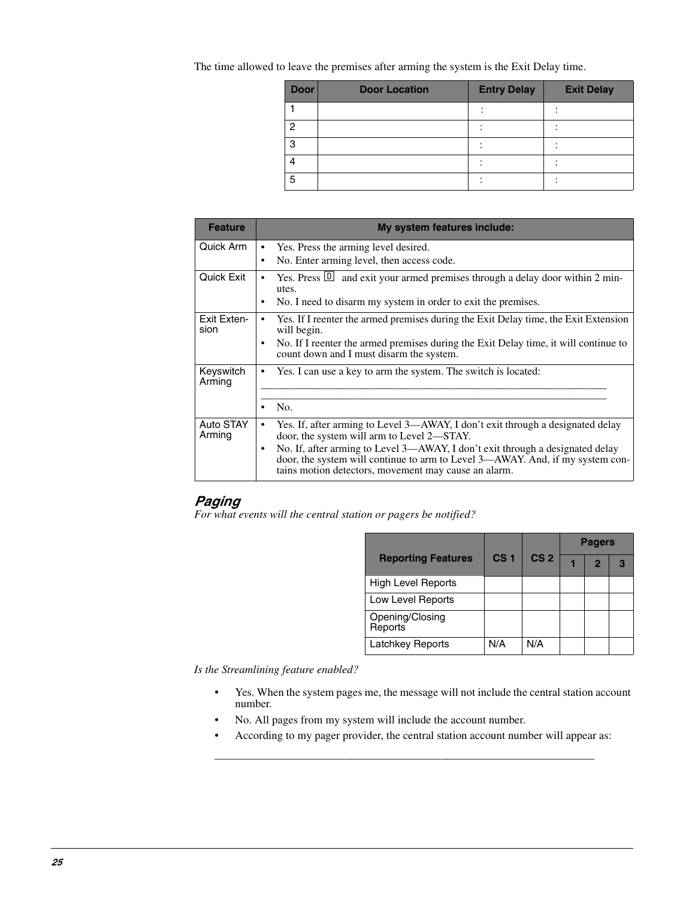The time allowed to leave the premises after arming the system is the Exit Delay time.

| Door | Door Location | Entry Delay | Exit Delay |
|---|---|---|---|
| 1 | | : | : |
| 2 | | : | : |
| 3 | | : | : |
| 4 | | : | : |
| 5 | | : | : |

| Feature | My system features include: |
|---|---|
| Quick Arm | • Yes. Press the arming level desired. <br> • No. Enter arming level, then access code. |
| Quick Exit | • Yes. Press D and exit your armed premises through a delay door within 2 minutes. <br> • No. I need to disarm my system in order to exit the premises. |
| Exit Extension | • Yes. If I reenter the armed premises during the Exit Delay time, the Exit Extension will begin. <br> • No. If I reenter the armed premises during the Exit Delay time, it will continue to count down and I must disarm the system. |
| Keyswitch Arming | • Yes. I can use a key to arm the system. The switch is located: ______________________________ ______________________________ <br> • No. |
| Auto STAY Arming | • Yes. If, after arming to Level 3—AWAY, I don't exit through a designated delay door, the system will arm to Level 2—STAY. <br> • No. If, after arming to Level 3—AWAY, I don't exit through a designated delay door, the system will continue to arm to Level 3—AWAY. And, if my system contains motion detectors, movement may cause an alarm. |

## *Paging*

*For what events will the central station or pagers be notified?*

| Reporting Features | CS 1 | CS 2 | Pagers | | |
|---|---|---|---|---|---|
| | | | 1 | 2 | 3 |
| High Level Reports | | | | | |
| Low Level Reports | | | | | |
| Opening/Closing Reports | | | | | |
| Latchkey Reports | N/A | N/A | | | |

*Is the Streamlining feature enabled?*

- Yes. When the system pages me, the message will not include the central station account number.
- No. All pages from my system will include the account number.
- According to my pager provider, the central station account number will appear as:

______________________________________________________________________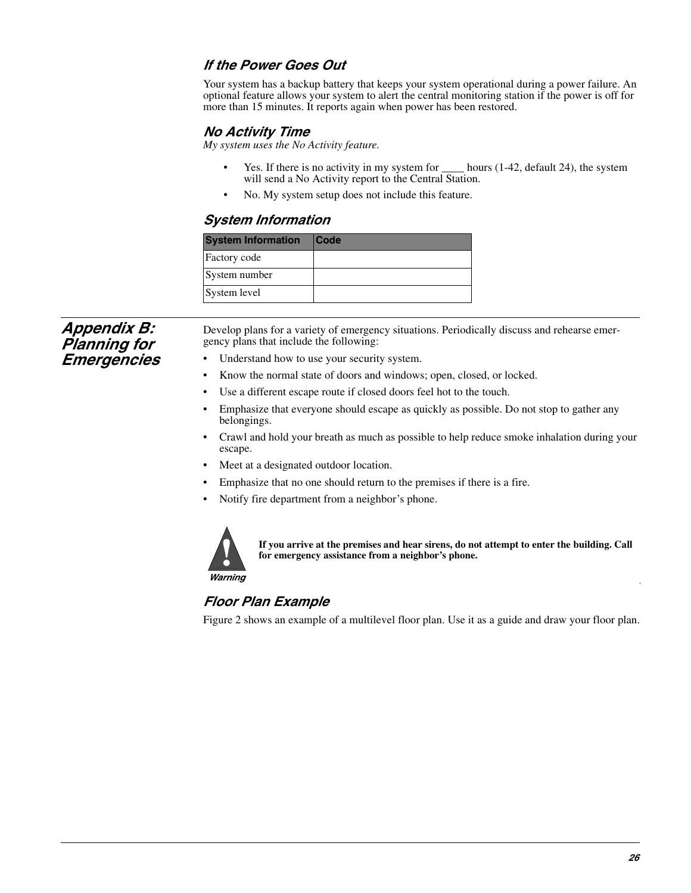### If the Power Goes Out

Your system has a backup battery that keeps your system operational during a power failure. An optional feature allows your system to alert the central monitoring station if the power is off for more than 15 minutes. It reports again when power has been restored.

### No Activity Time

*My system uses the No Activity feature.*

- Yes. If there is no activity in my system for ____ hours (1-42, default 24), the system will send a No Activity report to the Central Station.
- No. My system setup does not include this feature.

### System Information

| System Information | Code |
|---|---|
| Factory code | |
| System number | |
| System level | |

## Appendix B: Planning for Emergencies

Develop plans for a variety of emergency situations. Periodically discuss and rehearse emergency plans that include the following:

- Understand how to use your security system.
- Know the normal state of doors and windows; open, closed, or locked.
- Use a different escape route if closed doors feel hot to the touch.
- Emphasize that everyone should escape as quickly as possible. Do not stop to gather any belongings.
- Crawl and hold your breath as much as possible to help reduce smoke inhalation during your escape.
- Meet at a designated outdoor location.
- Emphasize that no one should return to the premises if there is a fire.
- Notify fire department from a neighbor's phone.

**Warning**

**If you arrive at the premises and hear sirens, do not attempt to enter the building. Call for emergency assistance from a neighbor's phone.**

### Floor Plan Example

Figure 2 shows an example of a multilevel floor plan. Use it as a guide and draw your floor plan.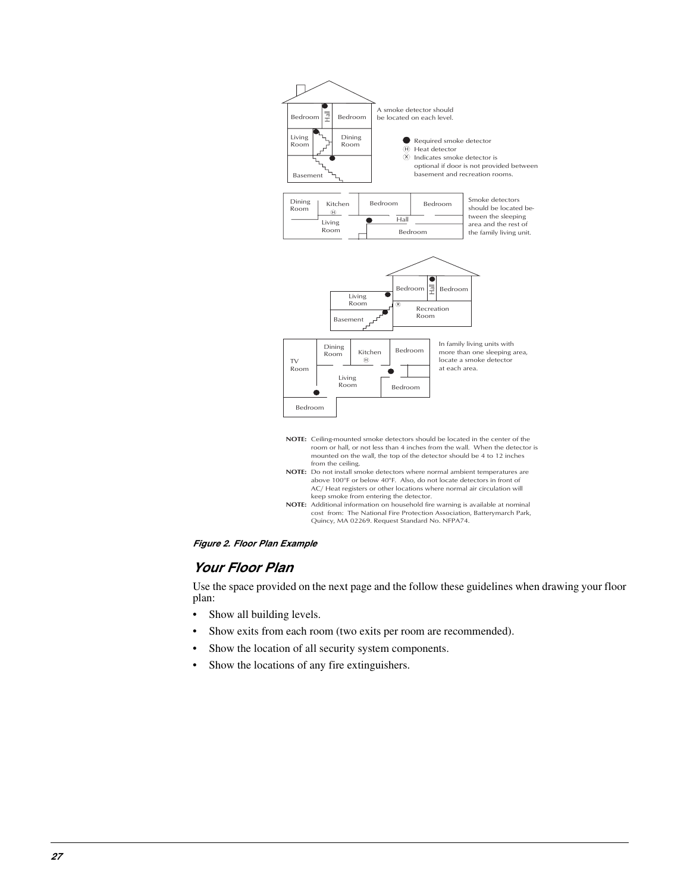A smoke detector should be located on each level.

- ● Required smoke detector
- Ⓗ Heat detector
- Ⓧ Indicates smoke detector is optional if door is not provided between basement and recreation rooms.

Smoke detectors should be located between the sleeping area and the rest of the family living unit.

In family living units with more than one sleeping area, locate a smoke detector at each area.

**NOTE:** Ceiling-mounted smoke detectors should be located in the center of the room or hall, or not less than 4 inches from the wall. When the detector is mounted on the wall, the top of the detector should be 4 to 12 inches from the ceiling.

**NOTE:** Do not install smoke detectors where normal ambient temperatures are above 100°F or below 40°F. Also, do not locate detectors in front of AC/ Heat registers or other locations where normal air circulation will keep smoke from entering the detector.

**NOTE:** Additional information on household fire warning is available at nominal cost from: The National Fire Protection Association, Batterymarch Park, Quincy, MA 02269. Request Standard No. NFPA74.

***Figure 2. Floor Plan Example***

## *Your Floor Plan*

Use the space provided on the next page and the follow these guidelines when drawing your floor plan:

- Show all building levels.
- Show exits from each room (two exits per room are recommended).
- Show the location of all security system components.
- Show the locations of any fire extinguishers.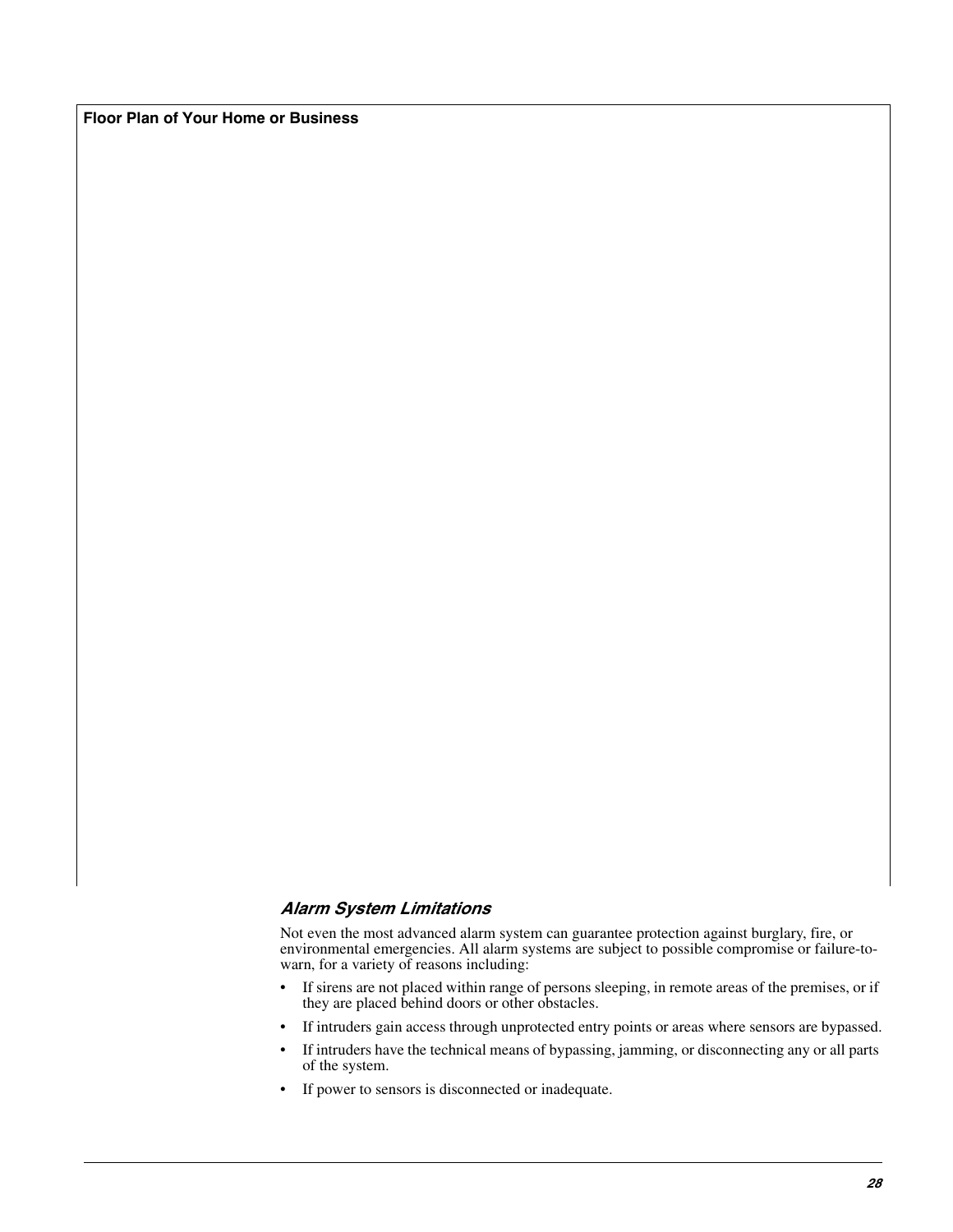**Floor Plan of Your Home or Business**

### *Alarm System Limitations*

Not even the most advanced alarm system can guarantee protection against burglary, fire, or environmental emergencies. All alarm systems are subject to possible compromise or failure-to-warn, for a variety of reasons including:

- If sirens are not placed within range of persons sleeping, in remote areas of the premises, or if they are placed behind doors or other obstacles.
- If intruders gain access through unprotected entry points or areas where sensors are bypassed.
- If intruders have the technical means of bypassing, jamming, or disconnecting any or all parts of the system.
- If power to sensors is disconnected or inadequate.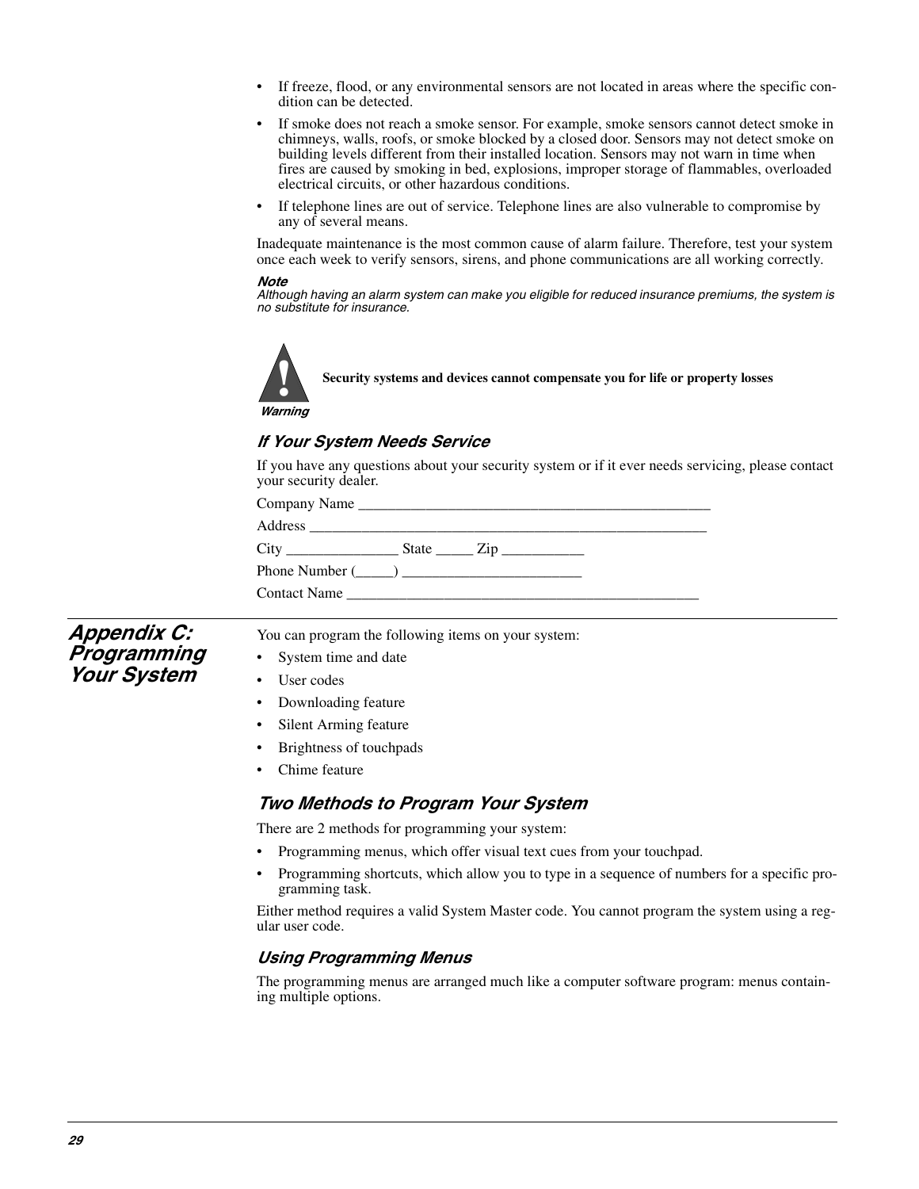- If freeze, flood, or any environmental sensors are not located in areas where the specific condition can be detected.
- If smoke does not reach a smoke sensor. For example, smoke sensors cannot detect smoke in chimneys, walls, roofs, or smoke blocked by a closed door. Sensors may not detect smoke on building levels different from their installed location. Sensors may not warn in time when fires are caused by smoking in bed, explosions, improper storage of flammables, overloaded electrical circuits, or other hazardous conditions.
- If telephone lines are out of service. Telephone lines are also vulnerable to compromise by any of several means.

Inadequate maintenance is the most common cause of alarm failure. Therefore, test your system once each week to verify sensors, sirens, and phone communications are all working correctly.

***Note***
*Although having an alarm system can make you eligible for reduced insurance premiums, the system is no substitute for insurance.*

***Warning*** **Security systems and devices cannot compensate you for life or property losses**

### *If Your System Needs Service*

If you have any questions about your security system or if it ever needs servicing, please contact your security dealer.

Company Name _______________________________________________

Address ____________________________________________________

City ______________ State _____ Zip ___________

Phone Number (_____) ________________________

Contact Name _______________________________________________

## *Appendix C: Programming Your System*

You can program the following items on your system:

- System time and date
- User codes
- Downloading feature
- Silent Arming feature
- Brightness of touchpads
- Chime feature

### *Two Methods to Program Your System*

There are 2 methods for programming your system:

- Programming menus, which offer visual text cues from your touchpad.
- Programming shortcuts, which allow you to type in a sequence of numbers for a specific programming task.

Either method requires a valid System Master code. You cannot program the system using a regular user code.

### *Using Programming Menus*

The programming menus are arranged much like a computer software program: menus containing multiple options.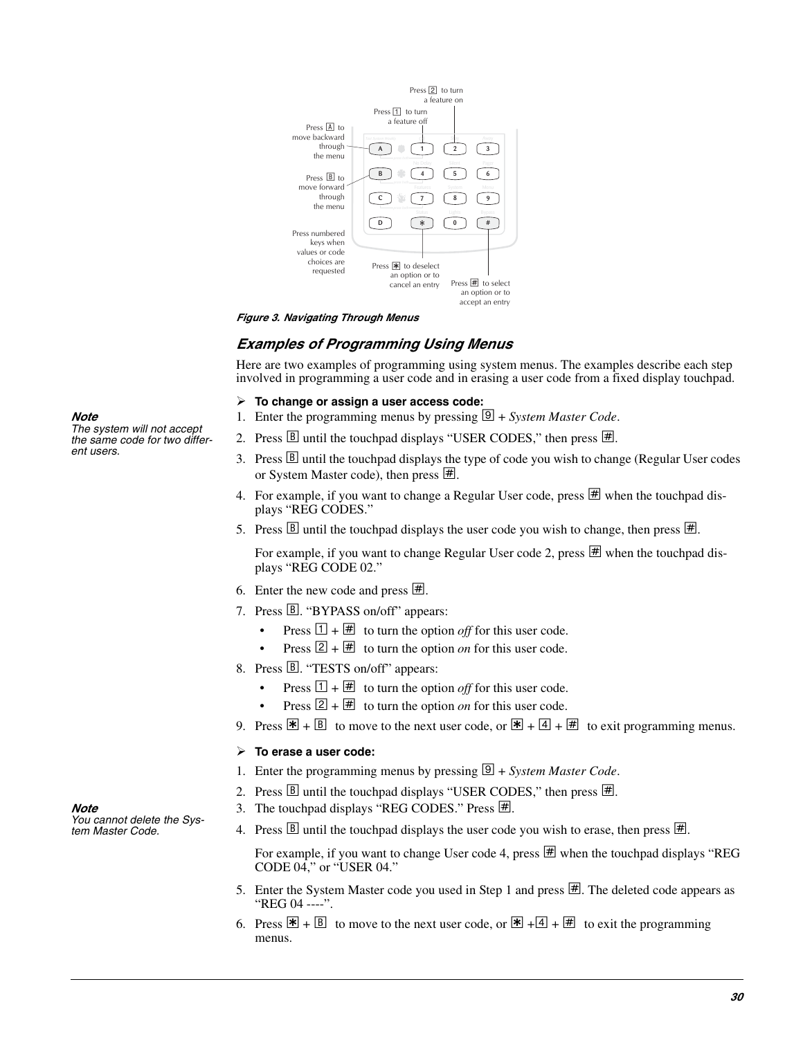Press 2 to turn a feature on

Press 1 to turn a feature off

Press A to move backward through the menu

Press B to move forward through the menu

Press numbered keys when values or code choices are requested

Press * to deselect an option or to cancel an entry

Press # to select an option or to accept an entry

*Figure 3. Navigating Through Menus*

## Examples of Programming Using Menus

Here are two examples of programming using system menus. The examples describe each step involved in programming a user code and in erasing a user code from a fixed display touchpad.

➢ **To change or assign a user access code:**

***Note***
*The system will not accept the same code for two different users.*

1. Enter the programming menus by pressing 9 + *System Master Code*.
2. Press B until the touchpad displays “USER CODES,” then press #.
3. Press B until the touchpad displays the type of code you wish to change (Regular User codes or System Master code), then press #.
4. For example, if you want to change a Regular User code, press # when the touchpad displays “REG CODES.”
5. Press B until the touchpad displays the user code you wish to change, then press #.

   For example, if you want to change Regular User code 2, press # when the touchpad displays “REG CODE 02.”
6. Enter the new code and press #.
7. Press B. “BYPASS on/off” appears:
   - Press 1 + # to turn the option *off* for this user code.
   - Press 2 + # to turn the option *on* for this user code.
8. Press B. “TESTS on/off” appears:
   - Press 1 + # to turn the option *off* for this user code.
   - Press 2 + # to turn the option *on* for this user code.
9. Press * + B to move to the next user code, or * + 4 + # to exit programming menus.

➢ **To erase a user code:**

***Note***
*You cannot delete the System Master Code.*

1. Enter the programming menus by pressing 9 + *System Master Code*.
2. Press B until the touchpad displays “USER CODES,” then press #.
3. The touchpad displays “REG CODES.” Press #.
4. Press B until the touchpad displays the user code you wish to erase, then press #.

   For example, if you want to change User code 4, press # when the touchpad displays “REG CODE 04,” or “USER 04.”
5. Enter the System Master code you used in Step 1 and press #. The deleted code appears as “REG 04 ----”.
6. Press * + B to move to the next user code, or * +4 + # to exit the programming menus.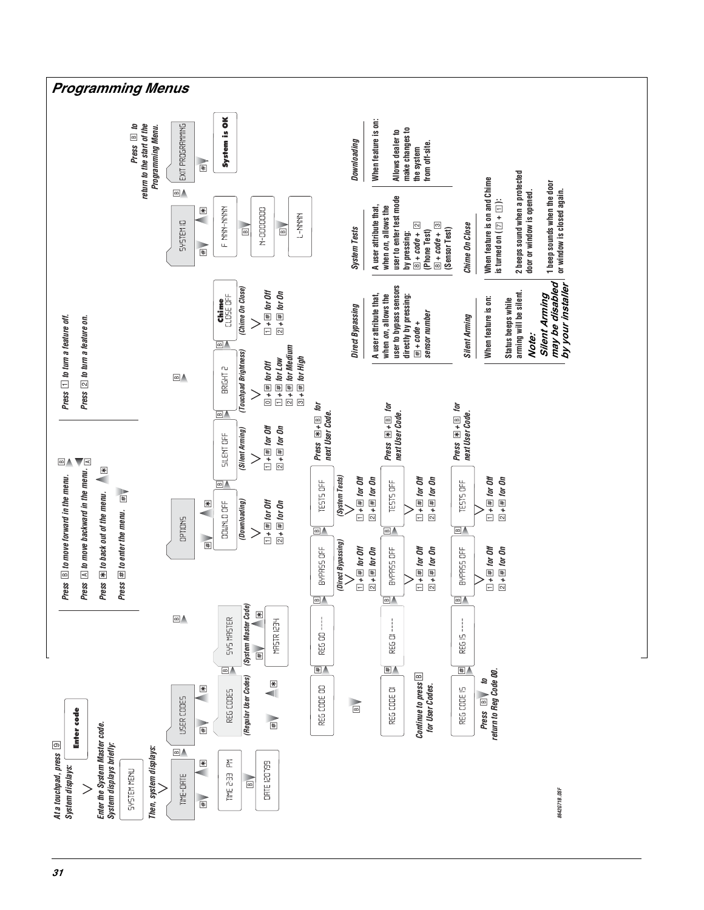# Programming Menus

At a touchpad, press [9]
System displays:

**Enter code**

Enter the System Master code.
System displays briefly:

SYSTEM MENU

Then, system displays:

- Press [B] to move forward in the menu.
- Press [A] to move backward in the menu.
- Press [*] to back out of the menu.
- Press [#] to enter the menu.

- Press [1] to turn a feature off.
- Press [2] to turn a feature on.

Menu: TIME-DATE → USER CODES → OPTIONS → SYSTEM ID → EXIT PROGRAMMING (press [B] to move between items)

**TIME-DATE** ([#] to enter, [*] to back out)

TIME 2:33 PM → [B] → DATE 120799

**USER CODES** ([#] to enter, [*] to back out)

REG CODES (Regular User Codes) → [B] → SYS MASTER (System Master Code)

SYS MASTER: [#] → MASTR 1234 ([*] to back out)

REG CODES: [#] → REG CODE 00

REG CODE 00 → [#] → REG 00 ---- → [B] → BYPASS OFF (Direct Bypassing) → [B] → TESTS OFF (System Tests)

- BYPASS OFF: [1] + [#] for Off; [2] + [#] for On
- TESTS OFF: [1] + [#] for Off; [2] + [#] for On

Press [*] + [B] for next User Code.

[B]

REG CODE 01 → [#] → REG 01 ---- → [B] → BYPASS OFF → [B] → TESTS OFF

- BYPASS OFF: [1] + [#] for Off; [2] + [#] for On
- TESTS OFF: [1] + [#] for Off; [2] + [#] for On

Press [*] + [B] for next User Code.

Continue to press [B] for User Codes.

REG CODE 15 → [#] → REG 15 ---- → [B] → BYPASS OFF → [B] → TESTS OFF

- BYPASS OFF: [1] + [#] for Off; [2] + [#] for On
- TESTS OFF: [1] + [#] for Off; [2] + [#] for On

Press [*] + [B] for next User Code.

Press [B] to return to Reg Code 00.

**OPTIONS** ([#] to enter, [*] to back out)

DOWNLD OFF (Downloading) → [B] → SILENT OFF (Silent Arming) → [B] → BRIGHT 2 (Touchpad Brightness) → [B] → Chime CLOSE OFF (Chime On Close)

- DOWNLD OFF: [1] + [#] for Off; [2] + [#] for On
- SILENT OFF: [1] + [#] for Off; [2] + [#] for On
- BRIGHT 2: [0] + [#] for Off; [1] + [#] for Low; [2] + [#] for Medium; [3] + [#] for High
- Chime CLOSE OFF: [1] + [#] for Off; [2] + [#] for On

**SYSTEM ID** ([#] to enter, [*] to back out)

F NNN-NNNN → [B] → N-OOOOOOO → [B] → L-NNNN

**EXIT PROGRAMMING** → [#] → **System is OK**

Press [B] to return to the start of the Programming Menu.

### Direct Bypassing

A user attribute that, when *on*, allows the user to bypass sensors directly by pressing:
[#] + *code* + *sensor number*

### System Tests

A user attribute that, when *on*, allows the user to enter test mode by pressing:
[8] + *code* + [2] (Phone Test)
[8] + *code* + [3] (Sensor Test)

### Downloading

When feature is on:

Allows dealer to make changes to the system from off-site.

### Silent Arming

When feature is on:

Status beeps while arming will be silent.

***Note: Silent Arming may be disabled by your installer***

### Chime On Close

When feature is on and Chime is turned on ([7] + [1]):

2 beeps sound when a protected door or window is opened.

1 beep sounds when the door or window is closed again.

86426718.DSF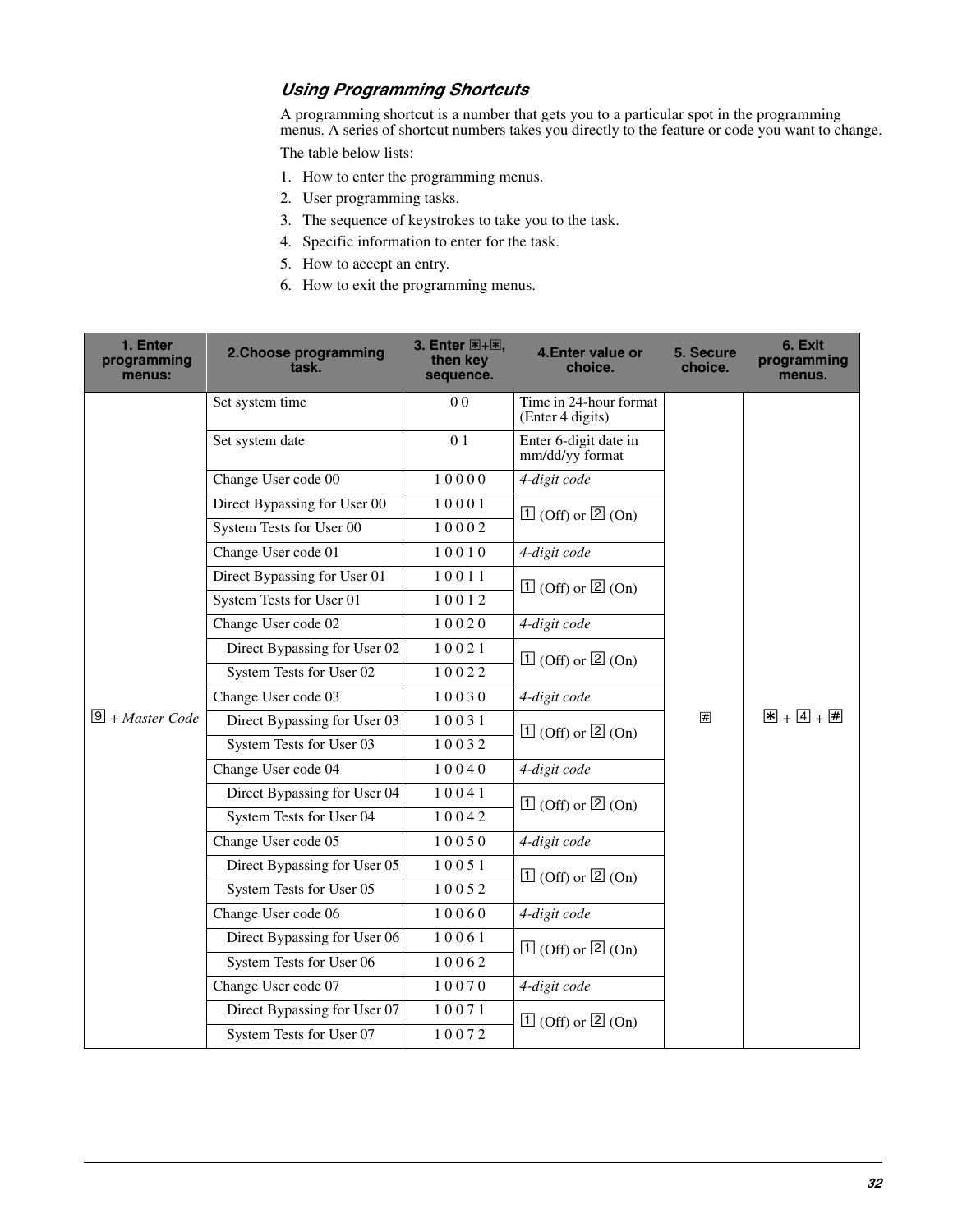### *Using Programming Shortcuts*

A programming shortcut is a number that gets you to a particular spot in the programming menus. A series of shortcut numbers takes you directly to the feature or code you want to change.

The table below lists:

1. How to enter the programming menus.
2. User programming tasks.
3. The sequence of keystrokes to take you to the task.
4. Specific information to enter for the task.
5. How to accept an entry.
6. How to exit the programming menus.

| 1. Enter programming menus: | 2.Choose programming task. | 3. Enter * + *, then key sequence. | 4.Enter value or choice. | 5. Secure choice. | 6. Exit programming menus. |
|---|---|---|---|---|---|
| 9 + *Master Code* | Set system time | 0 0 | Time in 24-hour format (Enter 4 digits) | # | * + 4 + # |
| | Set system date | 0 1 | Enter 6-digit date in mm/dd/yy format | | |
| | Change User code 00 | 1 0 0 0 0 | *4-digit code* | | |
| | Direct Bypassing for User 00 | 1 0 0 0 1 | 1 (Off) or 2 (On) | | |
| | System Tests for User 00 | 1 0 0 0 2 | | | |
| | Change User code 01 | 1 0 0 1 0 | *4-digit code* | | |
| | Direct Bypassing for User 01 | 1 0 0 1 1 | 1 (Off) or 2 (On) | | |
| | System Tests for User 01 | 1 0 0 1 2 | | | |
| | Change User code 02 | 1 0 0 2 0 | *4-digit code* | | |
| | Direct Bypassing for User 02 | 1 0 0 2 1 | 1 (Off) or 2 (On) | | |
| | System Tests for User 02 | 1 0 0 2 2 | | | |
| | Change User code 03 | 1 0 0 3 0 | *4-digit code* | | |
| | Direct Bypassing for User 03 | 1 0 0 3 1 | 1 (Off) or 2 (On) | | |
| | System Tests for User 03 | 1 0 0 3 2 | | | |
| | Change User code 04 | 1 0 0 4 0 | *4-digit code* | | |
| | Direct Bypassing for User 04 | 1 0 0 4 1 | 1 (Off) or 2 (On) | | |
| | System Tests for User 04 | 1 0 0 4 2 | | | |
| | Change User code 05 | 1 0 0 5 0 | *4-digit code* | | |
| | Direct Bypassing for User 05 | 1 0 0 5 1 | 1 (Off) or 2 (On) | | |
| | System Tests for User 05 | 1 0 0 5 2 | | | |
| | Change User code 06 | 1 0 0 6 0 | *4-digit code* | | |
| | Direct Bypassing for User 06 | 1 0 0 6 1 | 1 (Off) or 2 (On) | | |
| | System Tests for User 06 | 1 0 0 6 2 | | | |
| | Change User code 07 | 1 0 0 7 0 | *4-digit code* | | |
| | Direct Bypassing for User 07 | 1 0 0 7 1 | 1 (Off) or 2 (On) | | |
| | System Tests for User 07 | 1 0 0 7 2 | | | |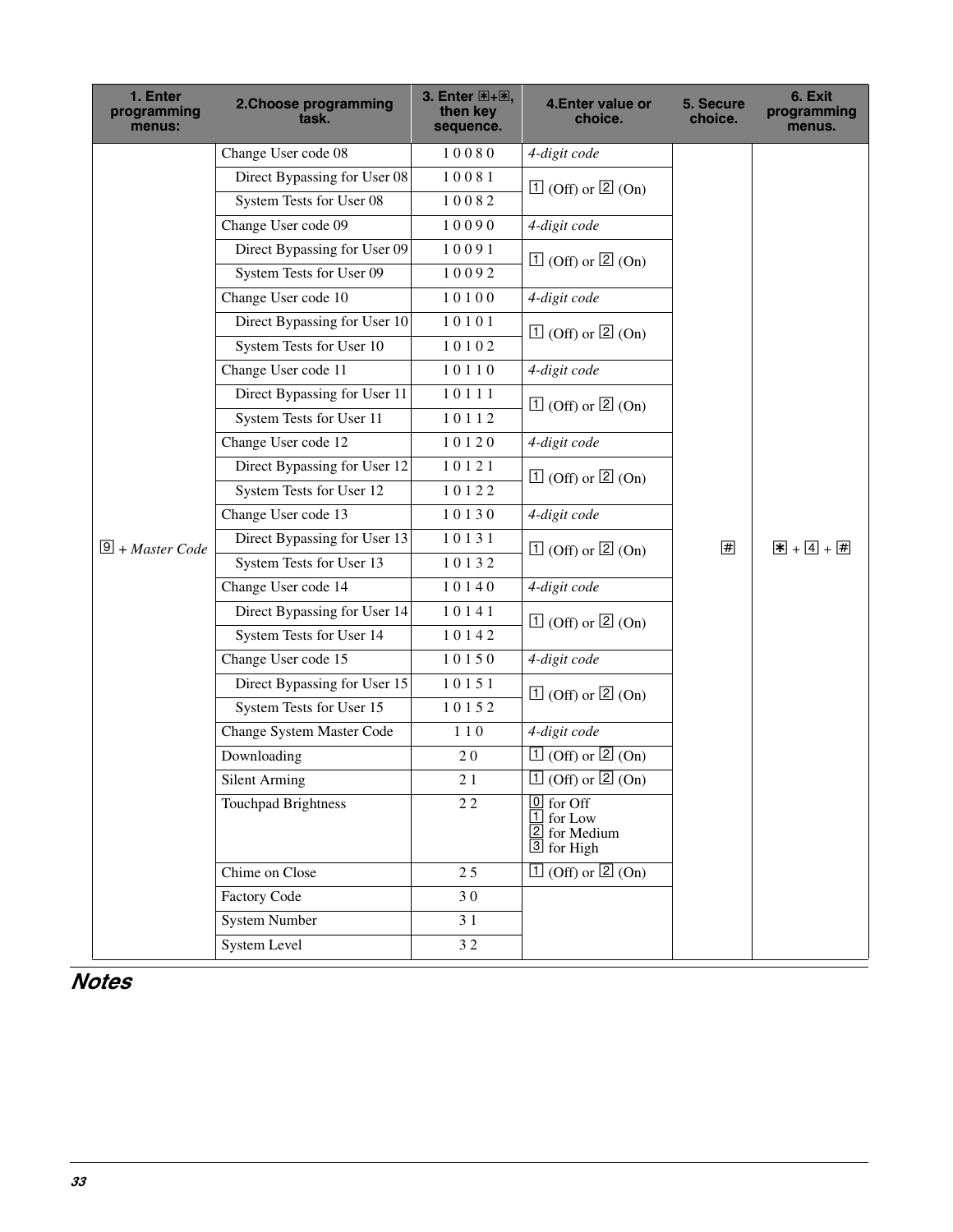| 1. Enter programming menus: | 2.Choose programming task. | 3. Enter [*]+[*], then key sequence. | 4.Enter value or choice. | 5. Secure choice. | 6. Exit programming menus. |
|---|---|---|---|---|---|
| [9] + *Master Code* | Change User code 08 | 1 0 0 8 0 | *4-digit code* | [#] | [*] + [4] + [#] |
| | Direct Bypassing for User 08 | 1 0 0 8 1 | [1] (Off) or [2] (On) | | |
| | System Tests for User 08 | 1 0 0 8 2 | | | |
| | Change User code 09 | 1 0 0 9 0 | *4-digit code* | | |
| | Direct Bypassing for User 09 | 1 0 0 9 1 | [1] (Off) or [2] (On) | | |
| | System Tests for User 09 | 1 0 0 9 2 | | | |
| | Change User code 10 | 1 0 1 0 0 | *4-digit code* | | |
| | Direct Bypassing for User 10 | 1 0 1 0 1 | [1] (Off) or [2] (On) | | |
| | System Tests for User 10 | 1 0 1 0 2 | | | |
| | Change User code 11 | 1 0 1 1 0 | *4-digit code* | | |
| | Direct Bypassing for User 11 | 1 0 1 1 1 | [1] (Off) or [2] (On) | | |
| | System Tests for User 11 | 1 0 1 1 2 | | | |
| | Change User code 12 | 1 0 1 2 0 | *4-digit code* | | |
| | Direct Bypassing for User 12 | 1 0 1 2 1 | [1] (Off) or [2] (On) | | |
| | System Tests for User 12 | 1 0 1 2 2 | | | |
| | Change User code 13 | 1 0 1 3 0 | *4-digit code* | | |
| | Direct Bypassing for User 13 | 1 0 1 3 1 | [1] (Off) or [2] (On) | | |
| | System Tests for User 13 | 1 0 1 3 2 | | | |
| | Change User code 14 | 1 0 1 4 0 | *4-digit code* | | |
| | Direct Bypassing for User 14 | 1 0 1 4 1 | [1] (Off) or [2] (On) | | |
| | System Tests for User 14 | 1 0 1 4 2 | | | |
| | Change User code 15 | 1 0 1 5 0 | *4-digit code* | | |
| | Direct Bypassing for User 15 | 1 0 1 5 1 | [1] (Off) or [2] (On) | | |
| | System Tests for User 15 | 1 0 1 5 2 | | | |
| | Change System Master Code | 1 1 0 | *4-digit code* | | |
| | Downloading | 2 0 | [1] (Off) or [2] (On) | | |
| | Silent Arming | 2 1 | [1] (Off) or [2] (On) | | |
| | Touchpad Brightness | 2 2 | [0] for Off<br>[1] for Low<br>[2] for Medium<br>[3] for High | | |
| | Chime on Close | 2 5 | [1] (Off) or [2] (On) | | |
| | Factory Code | 3 0 | | | |
| | System Number | 3 1 | | | |
| | System Level | 3 2 | | | |

## Notes